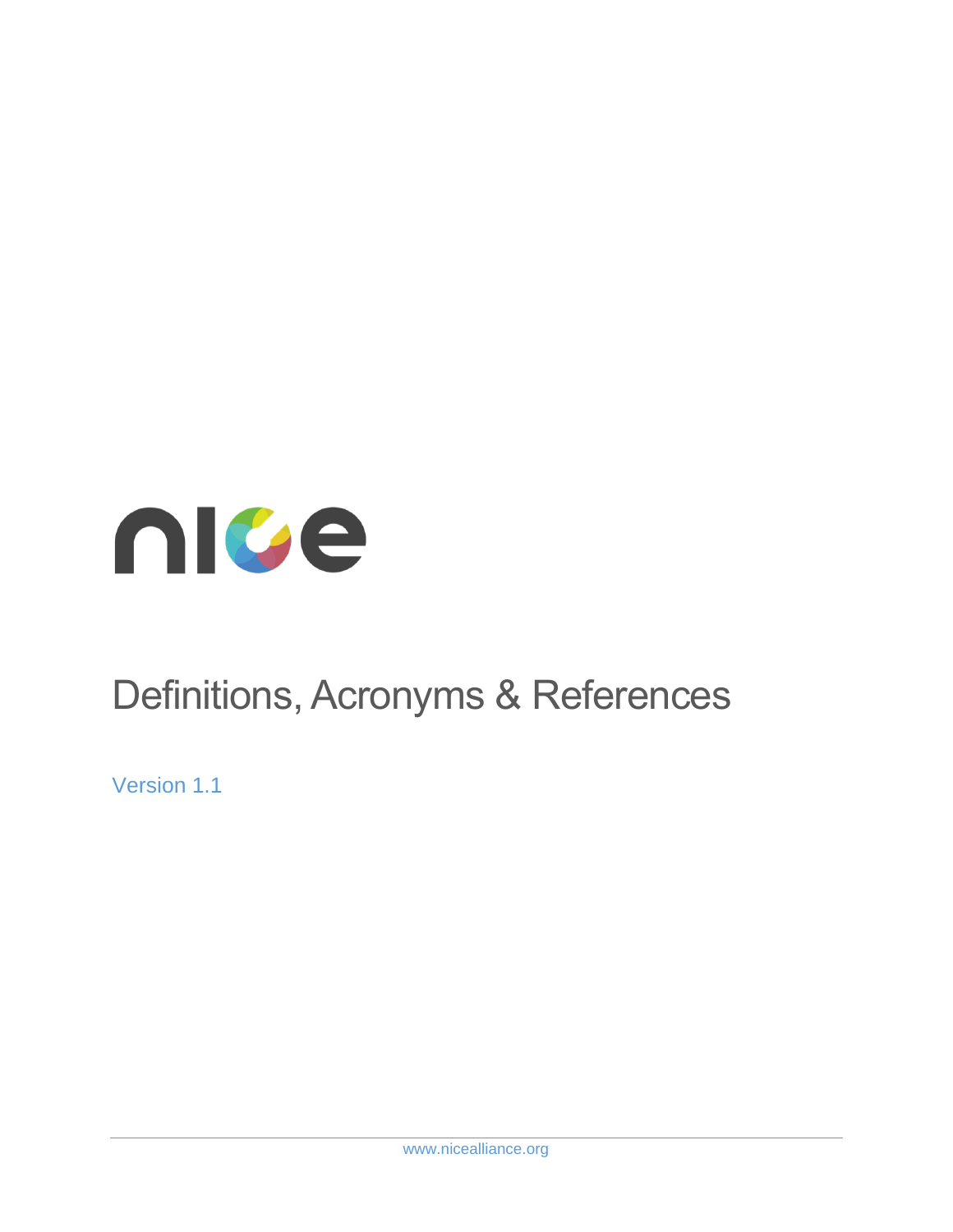# Definitions, Acronyms & References

Version 1.1

www.nicealliance.org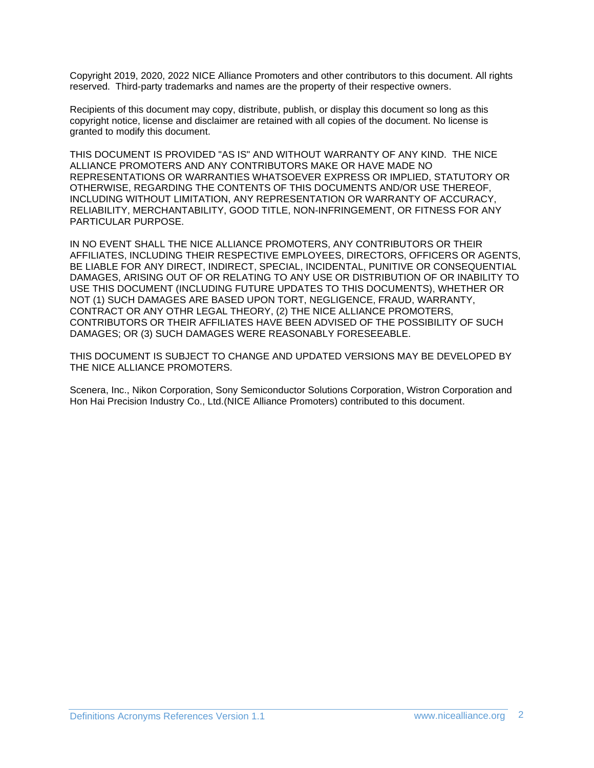Copyright 2019, 2020, 2022 NICE Alliance Promoters and other contributors to this document. All rights reserved. Third-party trademarks and names are the property of their respective owners.

Recipients of this document may copy, distribute, publish, or display this document so long as this copyright notice, license and disclaimer are retained with all copies of the document. No license is granted to modify this document.

THIS DOCUMENT IS PROVIDED "AS IS" AND WITHOUT WARRANTY OF ANY KIND. THE NICE ALLIANCE PROMOTERS AND ANY CONTRIBUTORS MAKE OR HAVE MADE NO REPRESENTATIONS OR WARRANTIES WHATSOEVER EXPRESS OR IMPLIED, STATUTORY OR OTHERWISE, REGARDING THE CONTENTS OF THIS DOCUMENTS AND/OR USE THEREOF, INCLUDING WITHOUT LIMITATION, ANY REPRESENTATION OR WARRANTY OF ACCURACY, RELIABILITY, MERCHANTABILITY, GOOD TITLE, NON-INFRINGEMENT, OR FITNESS FOR ANY PARTICULAR PURPOSE.

IN NO EVENT SHALL THE NICE ALLIANCE PROMOTERS, ANY CONTRIBUTORS OR THEIR AFFILIATES, INCLUDING THEIR RESPECTIVE EMPLOYEES, DIRECTORS, OFFICERS OR AGENTS, BE LIABLE FOR ANY DIRECT, INDIRECT, SPECIAL, INCIDENTAL, PUNITIVE OR CONSEQUENTIAL DAMAGES, ARISING OUT OF OR RELATING TO ANY USE OR DISTRIBUTION OF OR INABILITY TO USE THIS DOCUMENT (INCLUDING FUTURE UPDATES TO THIS DOCUMENTS), WHETHER OR NOT (1) SUCH DAMAGES ARE BASED UPON TORT, NEGLIGENCE, FRAUD, WARRANTY, CONTRACT OR ANY OTHR LEGAL THEORY, (2) THE NICE ALLIANCE PROMOTERS, CONTRIBUTORS OR THEIR AFFILIATES HAVE BEEN ADVISED OF THE POSSIBILITY OF SUCH DAMAGES; OR (3) SUCH DAMAGES WERE REASONABLY FORESEEABLE.

THIS DOCUMENT IS SUBJECT TO CHANGE AND UPDATED VERSIONS MAY BE DEVELOPED BY THE NICE ALLIANCE PROMOTERS.

Scenera, Inc., Nikon Corporation, Sony Semiconductor Solutions Corporation, Wistron Corporation and Hon Hai Precision Industry Co., Ltd.(NICE Alliance Promoters) contributed to this document.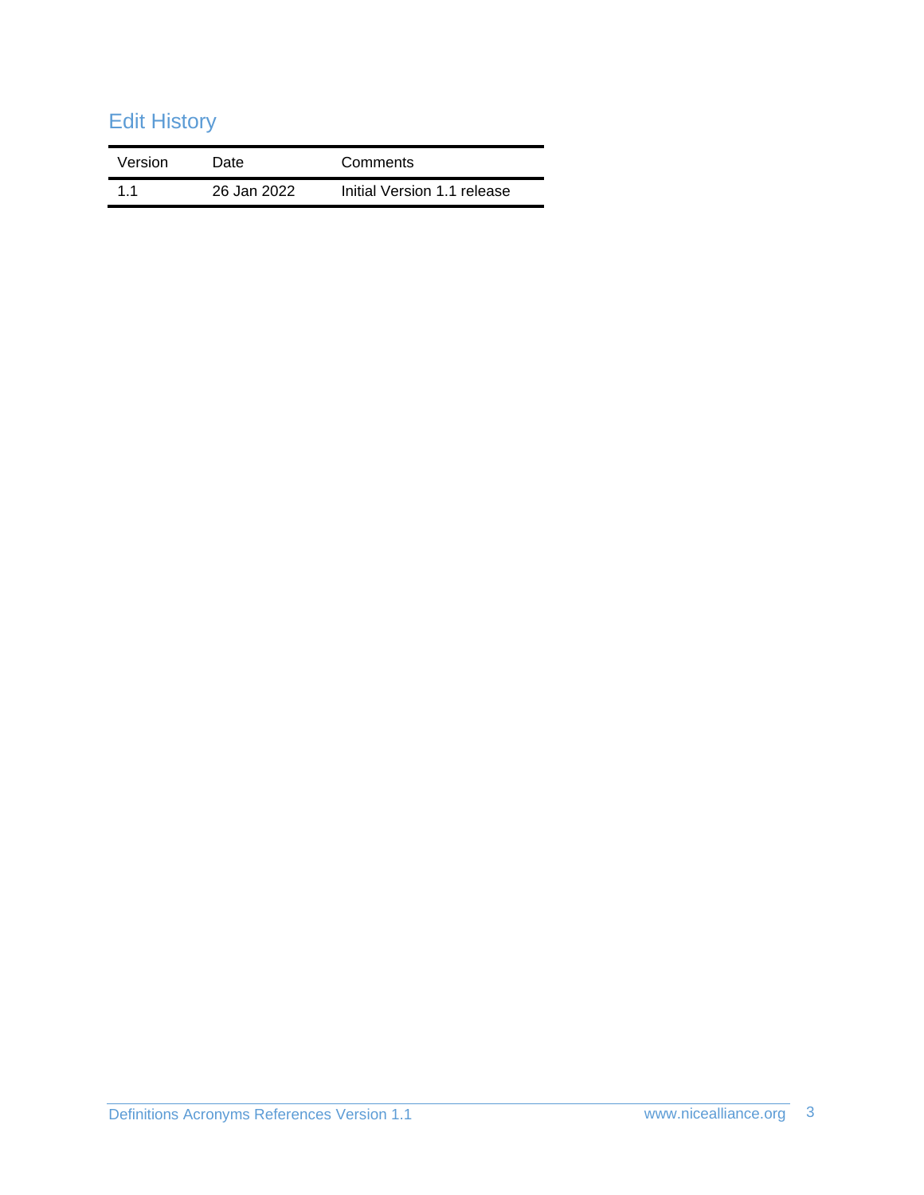## Edit History

| Version | Date | Comments |
| --- | --- | --- |
| 1.1 | 26 Jan 2022 | Initial Version 1.1 release |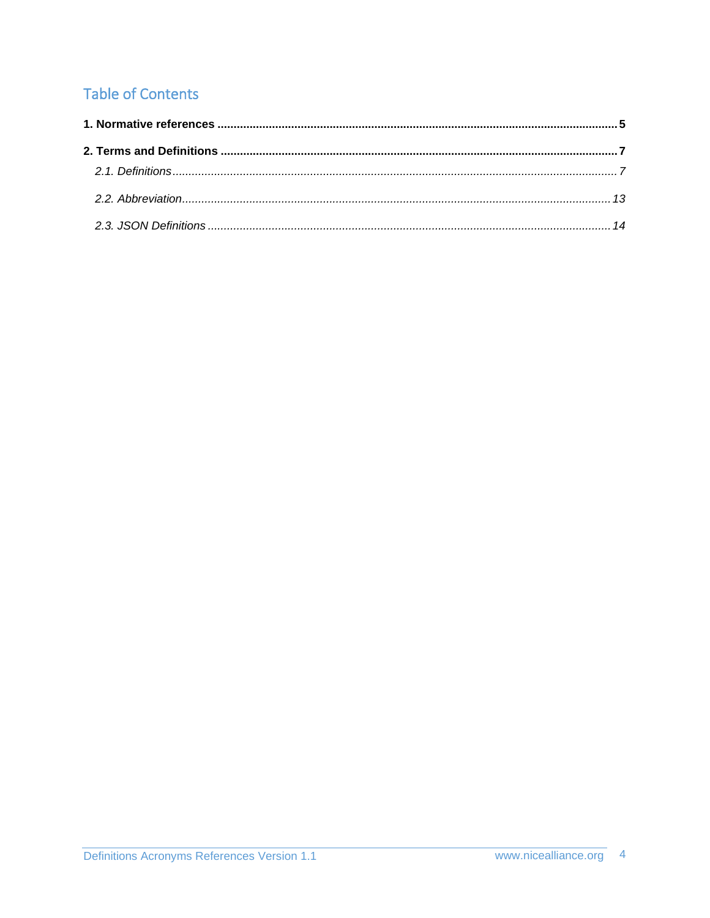# Table of Contents

**1. Normative references** .......... **5**

**2. Terms and Definitions** .......... **7**

*2.1. Definitions* .......... *7*

*2.2. Abbreviation* .......... *13*

*2.3. JSON Definitions* .......... *14*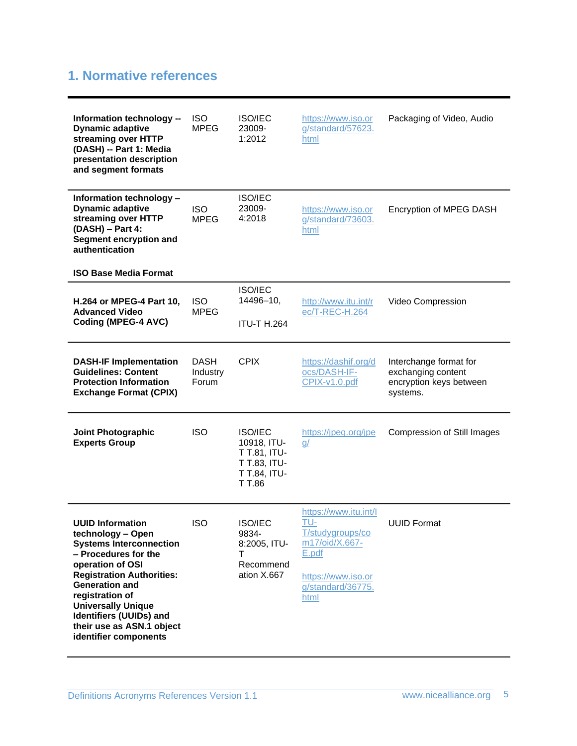# 1. Normative references

| | | | | |
|---|---|---|---|---|
| **Information technology -- Dynamic adaptive streaming over HTTP (DASH) -- Part 1: Media presentation description and segment formats** | ISO MPEG | ISO/IEC 23009-1:2012 | https://www.iso.org/standard/57623.html | Packaging of Video, Audio |
| **Information technology – Dynamic adaptive streaming over HTTP (DASH) – Part 4: Segment encryption and authentication** | ISO MPEG | ISO/IEC 23009-4:2018 | https://www.iso.org/standard/73603.html | Encryption of MPEG DASH |
| **ISO Base Media Format** | | | | |
| **H.264 or MPEG-4 Part 10, Advanced Video Coding (MPEG-4 AVC)** | ISO MPEG | ISO/IEC 14496–10, ITU-T H.264 | http://www.itu.int/rec/T-REC-H.264 | Video Compression |
| **DASH-IF Implementation Guidelines: Content Protection Information Exchange Format (CPIX)** | DASH Industry Forum | CPIX | https://dashif.org/docs/DASH-IF-CPIX-v1.0.pdf | Interchange format for exchanging content encryption keys between systems. |
| **Joint Photographic Experts Group** | ISO | ISO/IEC 10918, ITU-T T.81, ITU-T T.83, ITU-T T.84, ITU-T T.86 | https://jpeg.org/jpeg/ | Compression of Still Images |
| **UUID Information technology – Open Systems Interconnection – Procedures for the operation of OSI Registration Authorities: Generation and registration of Universally Unique Identifiers (UUIDs) and their use as ASN.1 object identifier components** | ISO | ISO/IEC 9834-8:2005, ITU-T Recommendation X.667 | https://www.itu.int/ITU-T/studygroups/com17/oid/X.667-E.pdf<br>https://www.iso.org/standard/36775.html | UUID Format |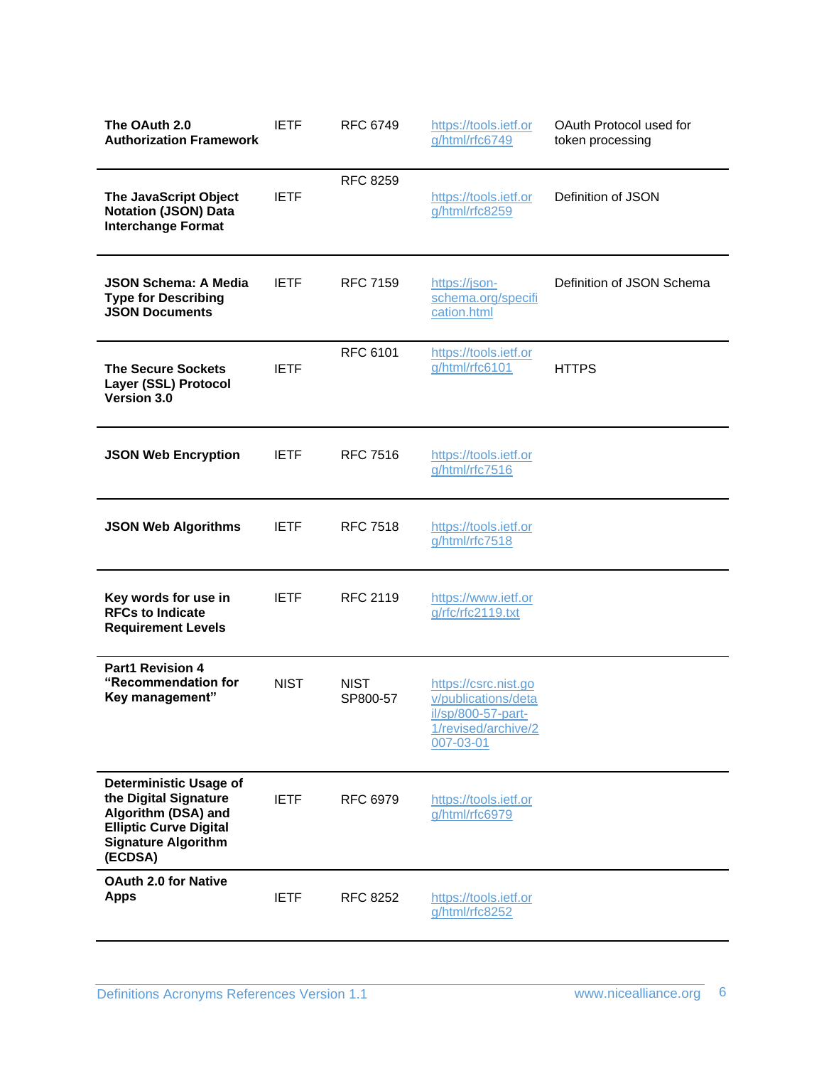| | | | | |
|---|---|---|---|---|
| **The OAuth 2.0 Authorization Framework** | IETF | RFC 6749 | https://tools.ietf.org/html/rfc6749 | OAuth Protocol used for token processing |
| **The JavaScript Object Notation (JSON) Data Interchange Format** | IETF | RFC 8259 | https://tools.ietf.org/html/rfc8259 | Definition of JSON |
| **JSON Schema: A Media Type for Describing JSON Documents** | IETF | RFC 7159 | https://json-schema.org/specification.html | Definition of JSON Schema |
| **The Secure Sockets Layer (SSL) Protocol Version 3.0** | IETF | RFC 6101 | https://tools.ietf.org/html/rfc6101 | HTTPS |
| **JSON Web Encryption** | IETF | RFC 7516 | https://tools.ietf.org/html/rfc7516 | |
| **JSON Web Algorithms** | IETF | RFC 7518 | https://tools.ietf.org/html/rfc7518 | |
| **Key words for use in RFCs to Indicate Requirement Levels** | IETF | RFC 2119 | https://www.ietf.org/rfc/rfc2119.txt | |
| **Part1 Revision 4 "Recommendation for Key management"** | NIST | NIST SP800-57 | https://csrc.nist.gov/publications/detail/sp/800-57-part-1/revised/archive/2007-03-01 | |
| **Deterministic Usage of the Digital Signature Algorithm (DSA) and Elliptic Curve Digital Signature Algorithm (ECDSA)** | IETF | RFC 6979 | https://tools.ietf.org/html/rfc6979 | |
| **OAuth 2.0 for Native Apps** | IETF | RFC 8252 | https://tools.ietf.org/html/rfc8252 | |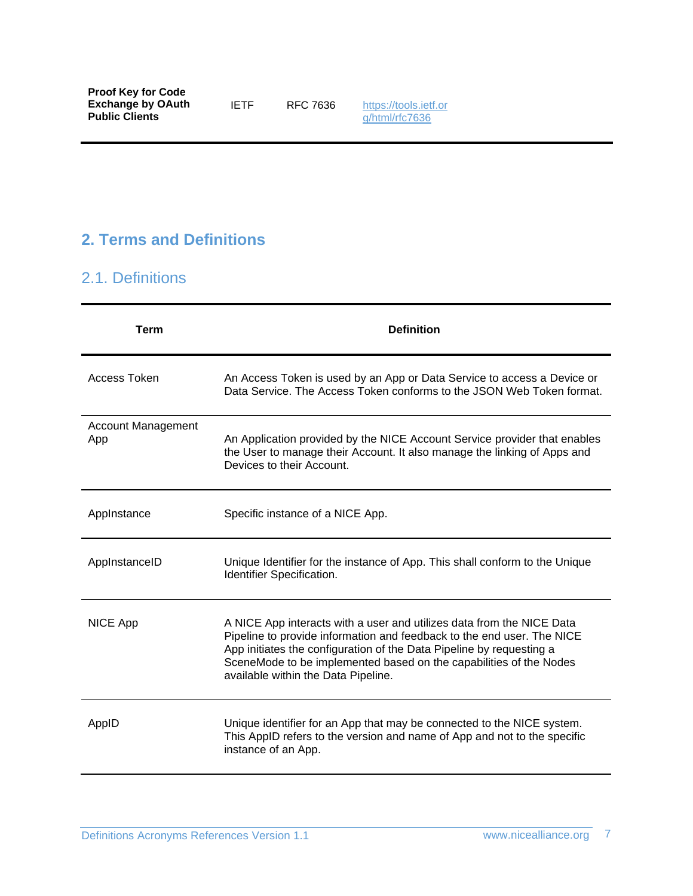| Proof Key for Code Exchange by OAuth Public Clients | IETF | RFC 7636 | https://tools.ietf.org/html/rfc7636 |
|---|---|---|---|

# 2. Terms and Definitions

## 2.1. Definitions

| Term | Definition |
|---|---|
| Access Token | An Access Token is used by an App or Data Service to access a Device or Data Service. The Access Token conforms to the JSON Web Token format. |
| Account Management App | An Application provided by the NICE Account Service provider that enables the User to manage their Account. It also manage the linking of Apps and Devices to their Account. |
| AppInstance | Specific instance of a NICE App. |
| AppInstanceID | Unique Identifier for the instance of App. This shall conform to the Unique Identifier Specification. |
| NICE App | A NICE App interacts with a user and utilizes data from the NICE Data Pipeline to provide information and feedback to the end user. The NICE App initiates the configuration of the Data Pipeline by requesting a SceneMode to be implemented based on the capabilities of the Nodes available within the Data Pipeline. |
| AppID | Unique identifier for an App that may be connected to the NICE system. This AppID refers to the version and name of App and not to the specific instance of an App. |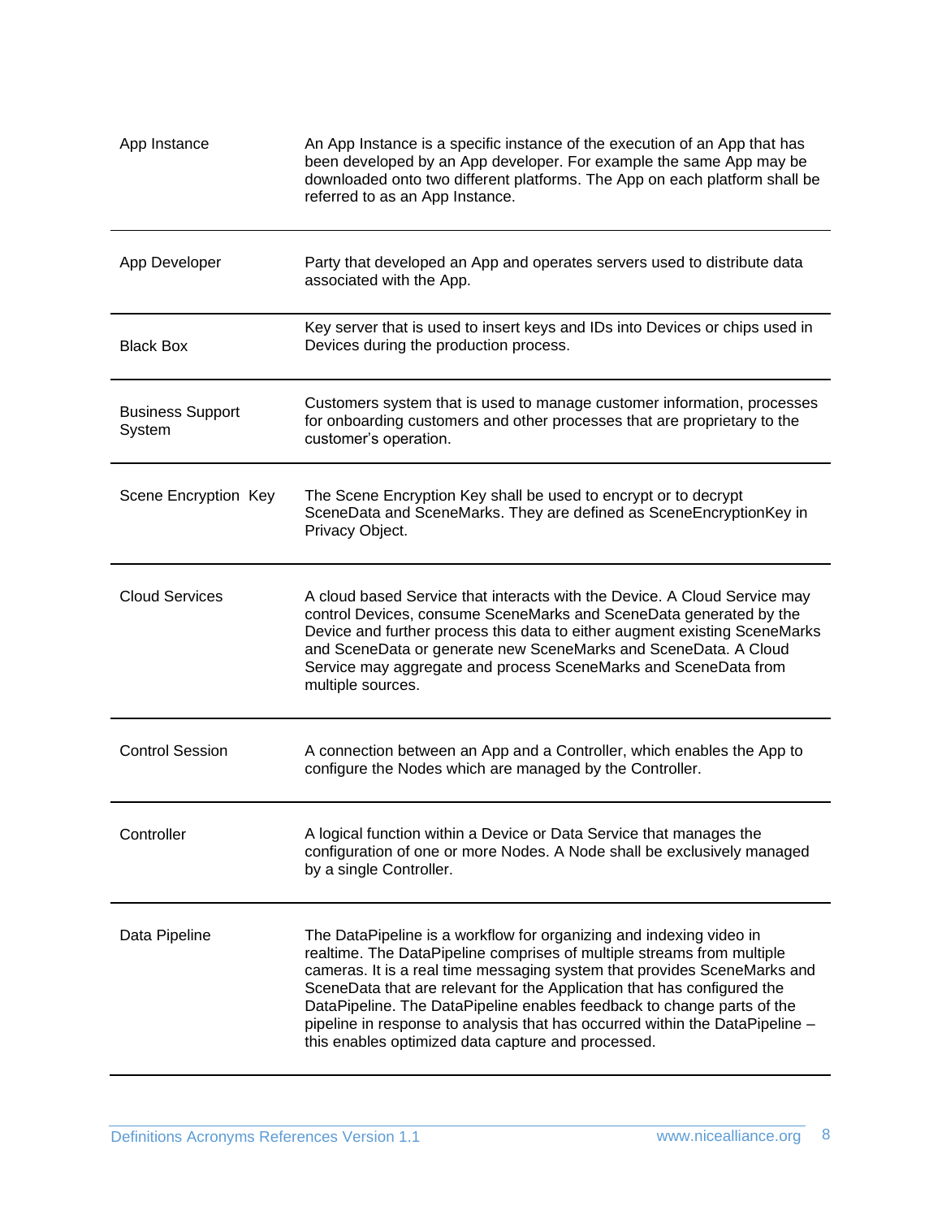| | |
|---|---|
| App Instance | An App Instance is a specific instance of the execution of an App that has been developed by an App developer. For example the same App may be downloaded onto two different platforms. The App on each platform shall be referred to as an App Instance. |
| App Developer | Party that developed an App and operates servers used to distribute data associated with the App. |
| Black Box | Key server that is used to insert keys and IDs into Devices or chips used in Devices during the production process. |
| Business Support System | Customers system that is used to manage customer information, processes for onboarding customers and other processes that are proprietary to the customer's operation. |
| Scene Encryption Key | The Scene Encryption Key shall be used to encrypt or to decrypt SceneData and SceneMarks. They are defined as SceneEncryptionKey in Privacy Object. |
| Cloud Services | A cloud based Service that interacts with the Device. A Cloud Service may control Devices, consume SceneMarks and SceneData generated by the Device and further process this data to either augment existing SceneMarks and SceneData or generate new SceneMarks and SceneData. A Cloud Service may aggregate and process SceneMarks and SceneData from multiple sources. |
| Control Session | A connection between an App and a Controller, which enables the App to configure the Nodes which are managed by the Controller. |
| Controller | A logical function within a Device or Data Service that manages the configuration of one or more Nodes. A Node shall be exclusively managed by a single Controller. |
| Data Pipeline | The DataPipeline is a workflow for organizing and indexing video in realtime. The DataPipeline comprises of multiple streams from multiple cameras. It is a real time messaging system that provides SceneMarks and SceneData that are relevant for the Application that has configured the DataPipeline. The DataPipeline enables feedback to change parts of the pipeline in response to analysis that has occurred within the DataPipeline – this enables optimized data capture and processed. |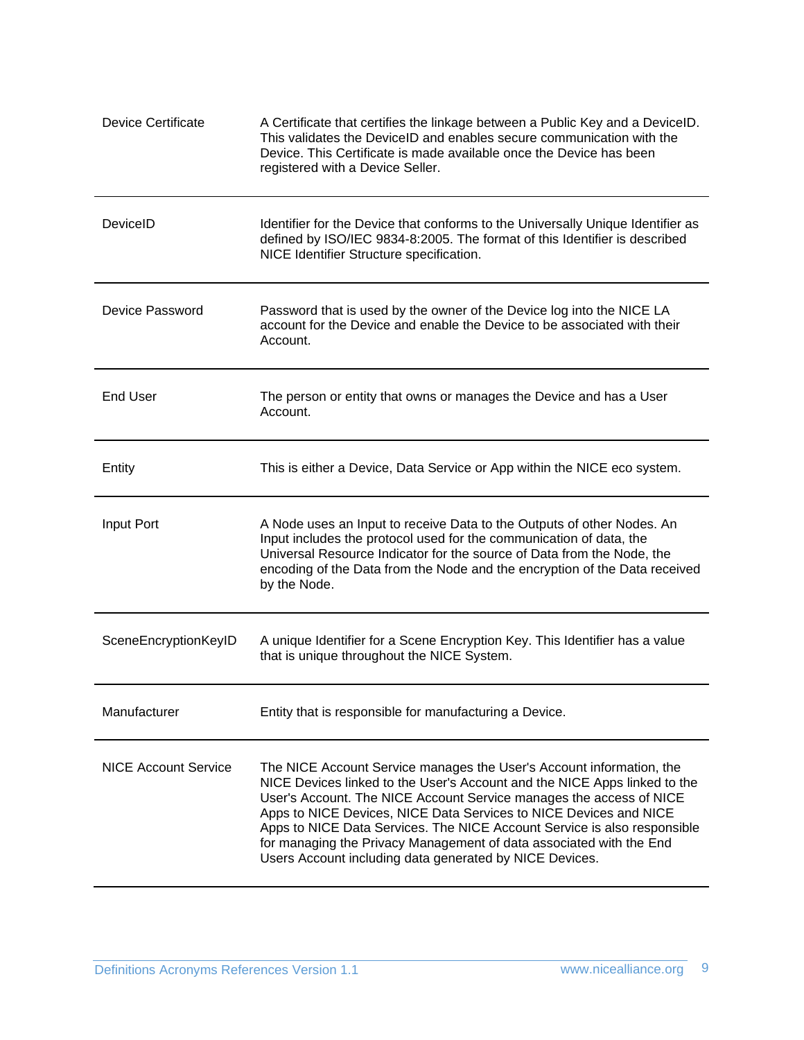| | |
|---|---|
| Device Certificate | A Certificate that certifies the linkage between a Public Key and a DeviceID. This validates the DeviceID and enables secure communication with the Device. This Certificate is made available once the Device has been registered with a Device Seller. |
| DeviceID | Identifier for the Device that conforms to the Universally Unique Identifier as defined by ISO/IEC 9834-8:2005. The format of this Identifier is described NICE Identifier Structure specification. |
| Device Password | Password that is used by the owner of the Device log into the NICE LA account for the Device and enable the Device to be associated with their Account. |
| End User | The person or entity that owns or manages the Device and has a User Account. |
| Entity | This is either a Device, Data Service or App within the NICE eco system. |
| Input Port | A Node uses an Input to receive Data to the Outputs of other Nodes. An Input includes the protocol used for the communication of data, the Universal Resource Indicator for the source of Data from the Node, the encoding of the Data from the Node and the encryption of the Data received by the Node. |
| SceneEncryptionKeyID | A unique Identifier for a Scene Encryption Key. This Identifier has a value that is unique throughout the NICE System. |
| Manufacturer | Entity that is responsible for manufacturing a Device. |
| NICE Account Service | The NICE Account Service manages the User's Account information, the NICE Devices linked to the User's Account and the NICE Apps linked to the User's Account. The NICE Account Service manages the access of NICE Apps to NICE Devices, NICE Data Services to NICE Devices and NICE Apps to NICE Data Services. The NICE Account Service is also responsible for managing the Privacy Management of data associated with the End Users Account including data generated by NICE Devices. |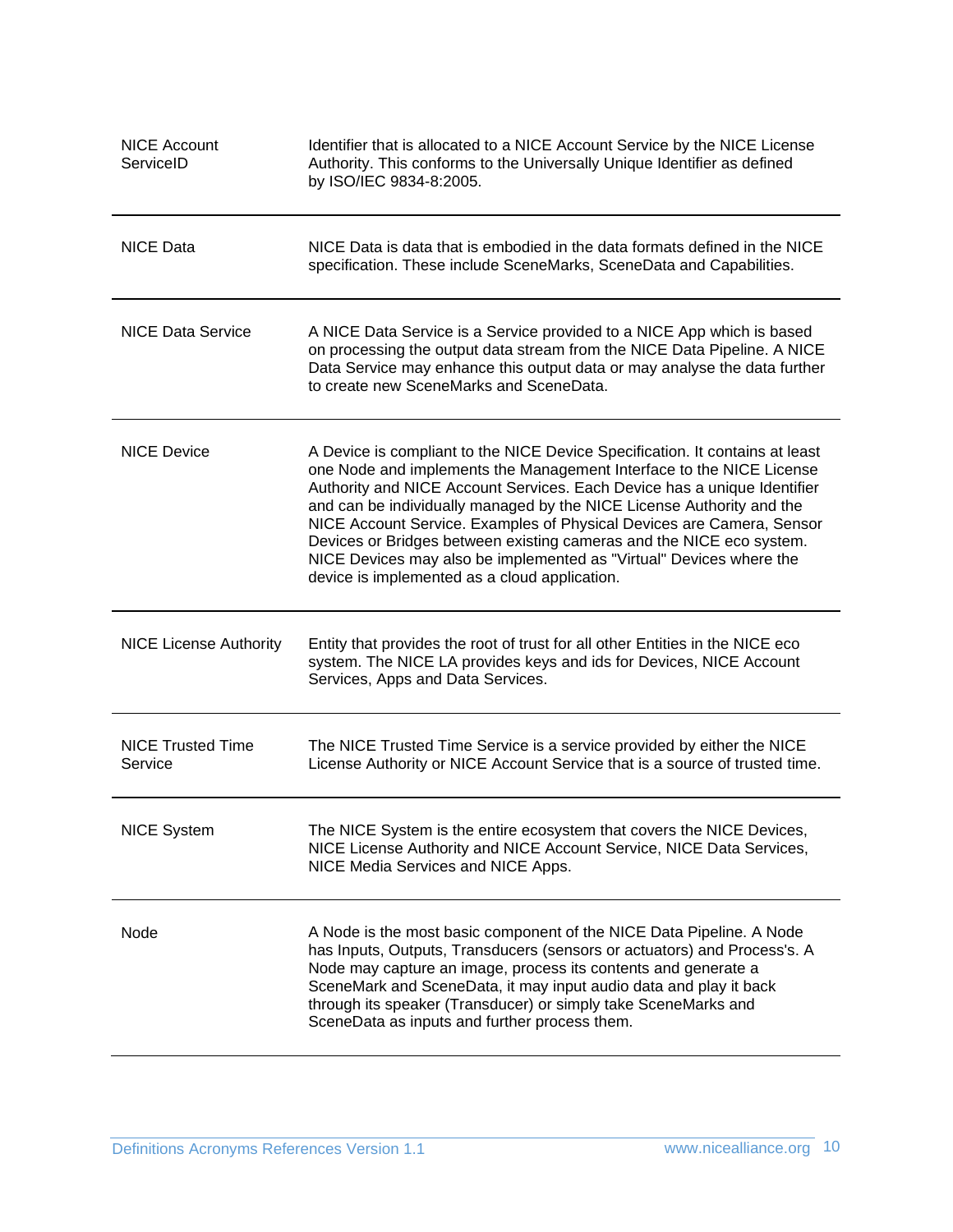| | |
|---|---|
| NICE Account ServiceID | Identifier that is allocated to a NICE Account Service by the NICE License Authority. This conforms to the Universally Unique Identifier as defined by ISO/IEC 9834-8:2005. |
| NICE Data | NICE Data is data that is embodied in the data formats defined in the NICE specification. These include SceneMarks, SceneData and Capabilities. |
| NICE Data Service | A NICE Data Service is a Service provided to a NICE App which is based on processing the output data stream from the NICE Data Pipeline. A NICE Data Service may enhance this output data or may analyse the data further to create new SceneMarks and SceneData. |
| NICE Device | A Device is compliant to the NICE Device Specification. It contains at least one Node and implements the Management Interface to the NICE License Authority and NICE Account Services. Each Device has a unique Identifier and can be individually managed by the NICE License Authority and the NICE Account Service. Examples of Physical Devices are Camera, Sensor Devices or Bridges between existing cameras and the NICE eco system. NICE Devices may also be implemented as "Virtual" Devices where the device is implemented as a cloud application. |
| NICE License Authority | Entity that provides the root of trust for all other Entities in the NICE eco system. The NICE LA provides keys and ids for Devices, NICE Account Services, Apps and Data Services. |
| NICE Trusted Time Service | The NICE Trusted Time Service is a service provided by either the NICE License Authority or NICE Account Service that is a source of trusted time. |
| NICE System | The NICE System is the entire ecosystem that covers the NICE Devices, NICE License Authority and NICE Account Service, NICE Data Services, NICE Media Services and NICE Apps. |
| Node | A Node is the most basic component of the NICE Data Pipeline. A Node has Inputs, Outputs, Transducers (sensors or actuators) and Process's. A Node may capture an image, process its contents and generate a SceneMark and SceneData, it may input audio data and play it back through its speaker (Transducer) or simply take SceneMarks and SceneData as inputs and further process them. |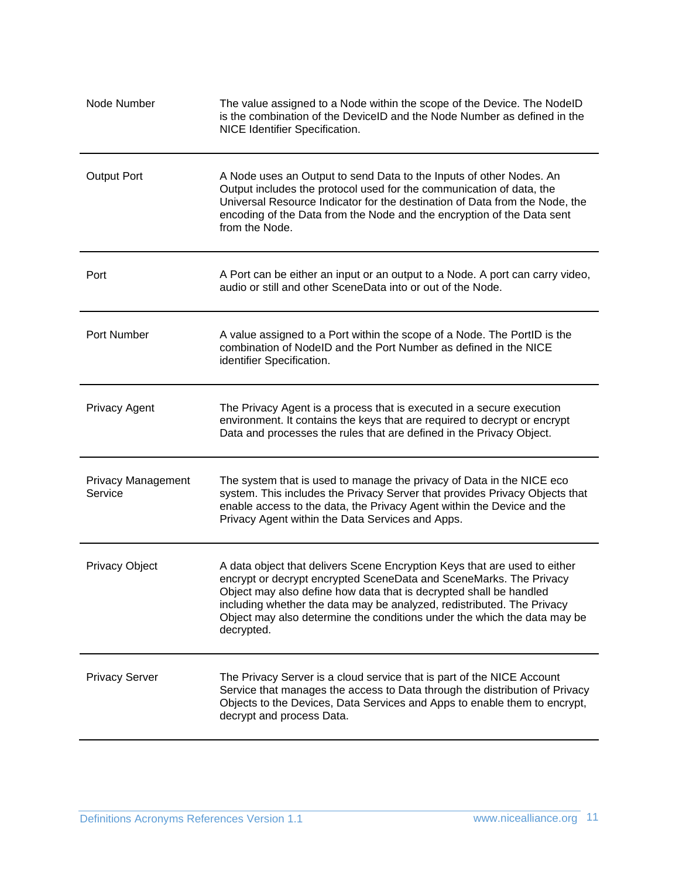| | |
|---|---|
| Node Number | The value assigned to a Node within the scope of the Device. The NodeID is the combination of the DeviceID and the Node Number as defined in the NICE Identifier Specification. |
| Output Port | A Node uses an Output to send Data to the Inputs of other Nodes. An Output includes the protocol used for the communication of data, the Universal Resource Indicator for the destination of Data from the Node, the encoding of the Data from the Node and the encryption of the Data sent from the Node. |
| Port | A Port can be either an input or an output to a Node. A port can carry video, audio or still and other SceneData into or out of the Node. |
| Port Number | A value assigned to a Port within the scope of a Node. The PortID is the combination of NodeID and the Port Number as defined in the NICE identifier Specification. |
| Privacy Agent | The Privacy Agent is a process that is executed in a secure execution environment. It contains the keys that are required to decrypt or encrypt Data and processes the rules that are defined in the Privacy Object. |
| Privacy Management Service | The system that is used to manage the privacy of Data in the NICE eco system. This includes the Privacy Server that provides Privacy Objects that enable access to the data, the Privacy Agent within the Device and the Privacy Agent within the Data Services and Apps. |
| Privacy Object | A data object that delivers Scene Encryption Keys that are used to either encrypt or decrypt encrypted SceneData and SceneMarks. The Privacy Object may also define how data that is decrypted shall be handled including whether the data may be analyzed, redistributed. The Privacy Object may also determine the conditions under the which the data may be decrypted. |
| Privacy Server | The Privacy Server is a cloud service that is part of the NICE Account Service that manages the access to Data through the distribution of Privacy Objects to the Devices, Data Services and Apps to enable them to encrypt, decrypt and process Data. |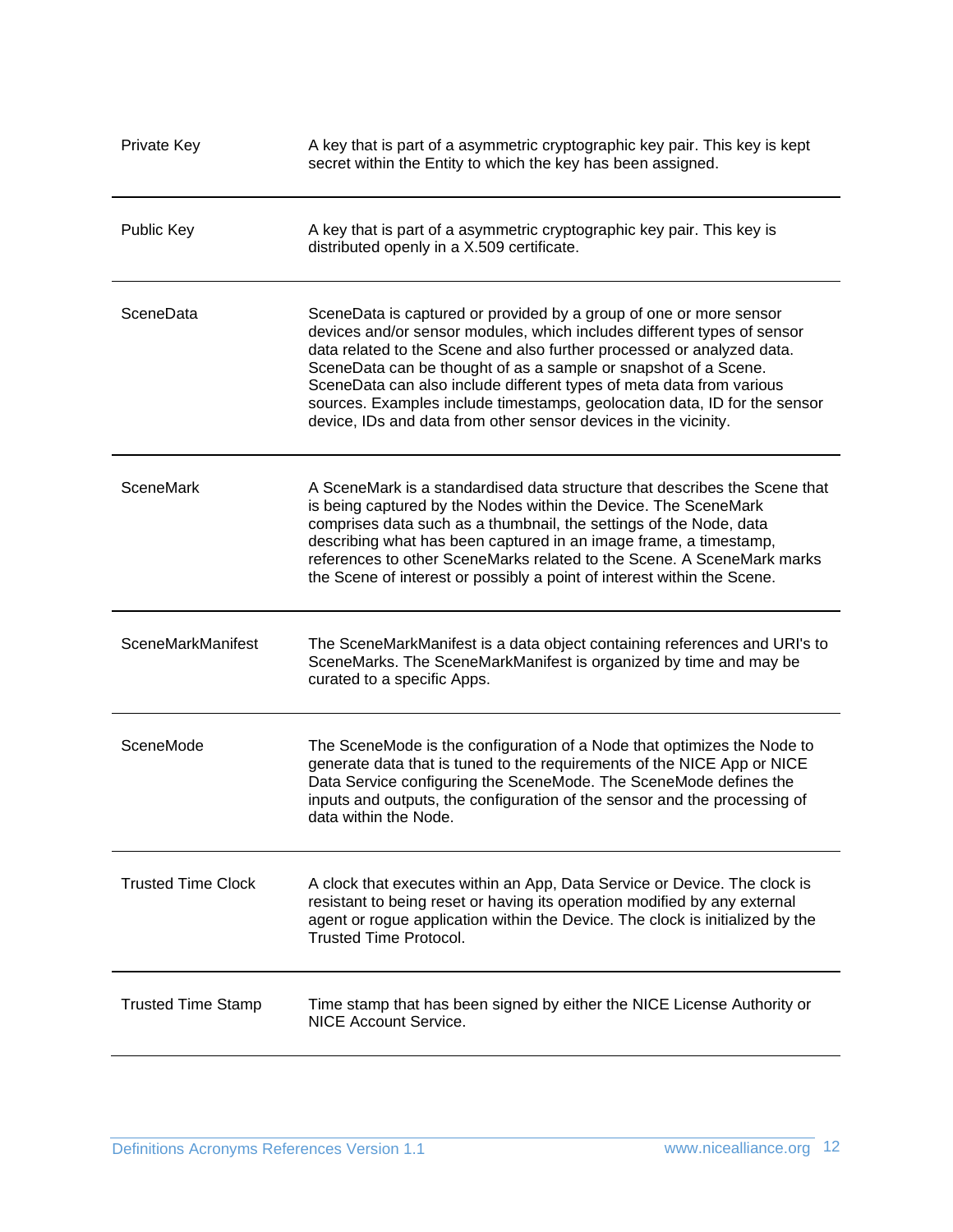| | |
|---|---|
| Private Key | A key that is part of a asymmetric cryptographic key pair. This key is kept secret within the Entity to which the key has been assigned. |
| Public Key | A key that is part of a asymmetric cryptographic key pair. This key is distributed openly in a X.509 certificate. |
| SceneData | SceneData is captured or provided by a group of one or more sensor devices and/or sensor modules, which includes different types of sensor data related to the Scene and also further processed or analyzed data. SceneData can be thought of as a sample or snapshot of a Scene. SceneData can also include different types of meta data from various sources. Examples include timestamps, geolocation data, ID for the sensor device, IDs and data from other sensor devices in the vicinity. |
| SceneMark | A SceneMark is a standardised data structure that describes the Scene that is being captured by the Nodes within the Device. The SceneMark comprises data such as a thumbnail, the settings of the Node, data describing what has been captured in an image frame, a timestamp, references to other SceneMarks related to the Scene. A SceneMark marks the Scene of interest or possibly a point of interest within the Scene. |
| SceneMarkManifest | The SceneMarkManifest is a data object containing references and URI's to SceneMarks. The SceneMarkManifest is organized by time and may be curated to a specific Apps. |
| SceneMode | The SceneMode is the configuration of a Node that optimizes the Node to generate data that is tuned to the requirements of the NICE App or NICE Data Service configuring the SceneMode. The SceneMode defines the inputs and outputs, the configuration of the sensor and the processing of data within the Node. |
| Trusted Time Clock | A clock that executes within an App, Data Service or Device. The clock is resistant to being reset or having its operation modified by any external agent or rogue application within the Device. The clock is initialized by the Trusted Time Protocol. |
| Trusted Time Stamp | Time stamp that has been signed by either the NICE License Authority or NICE Account Service. |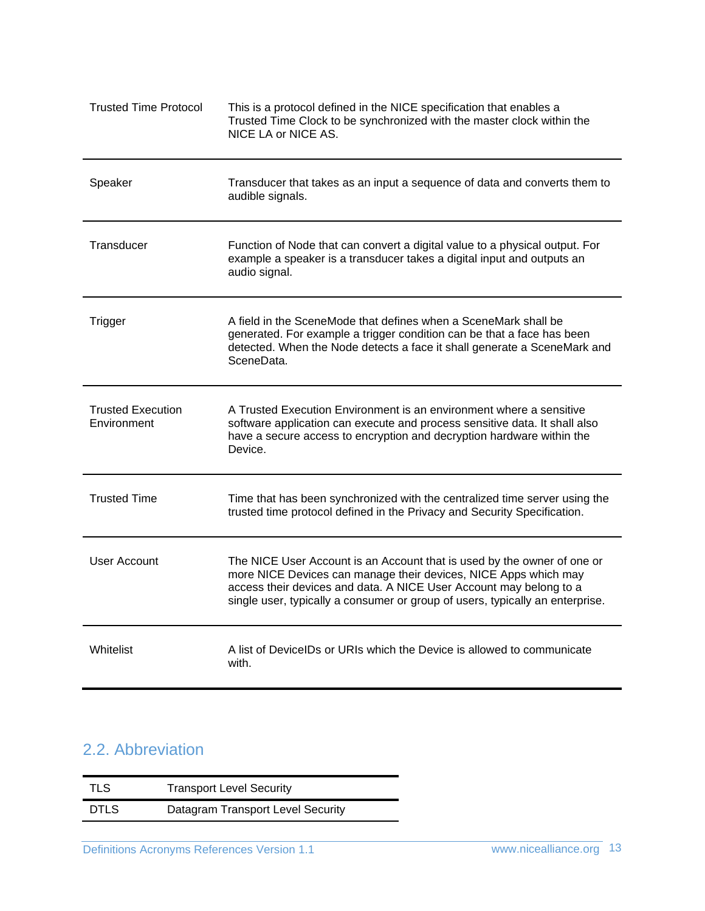| | |
|---|---|
| Trusted Time Protocol | This is a protocol defined in the NICE specification that enables a Trusted Time Clock to be synchronized with the master clock within the NICE LA or NICE AS. |
| Speaker | Transducer that takes as an input a sequence of data and converts them to audible signals. |
| Transducer | Function of Node that can convert a digital value to a physical output. For example a speaker is a transducer takes a digital input and outputs an audio signal. |
| Trigger | A field in the SceneMode that defines when a SceneMark shall be generated. For example a trigger condition can be that a face has been detected. When the Node detects a face it shall generate a SceneMark and SceneData. |
| Trusted Execution Environment | A Trusted Execution Environment is an environment where a sensitive software application can execute and process sensitive data. It shall also have a secure access to encryption and decryption hardware within the Device. |
| Trusted Time | Time that has been synchronized with the centralized time server using the trusted time protocol defined in the Privacy and Security Specification. |
| User Account | The NICE User Account is an Account that is used by the owner of one or more NICE Devices can manage their devices, NICE Apps which may access their devices and data. A NICE User Account may belong to a single user, typically a consumer or group of users, typically an enterprise. |
| Whitelist | A list of DeviceIDs or URIs which the Device is allowed to communicate with. |

## 2.2. Abbreviation

| | |
|---|---|
| TLS | Transport Level Security |
| DTLS | Datagram Transport Level Security |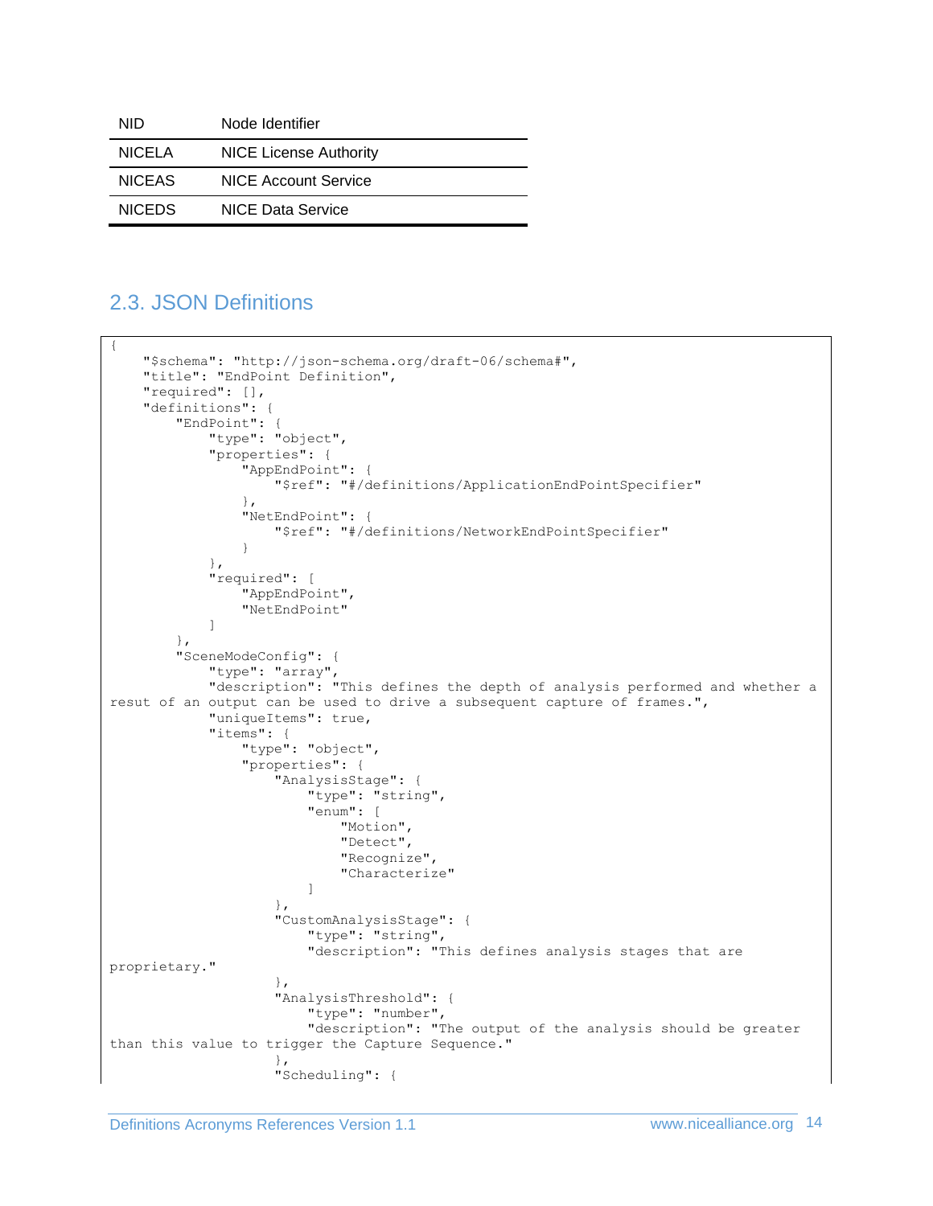| NID | Node Identifier |
|---|---|
| NICELA | NICE License Authority |
| NICEAS | NICE Account Service |
| NICEDS | NICE Data Service |

## 2.3. JSON Definitions

```
{
    "$schema": "http://json-schema.org/draft-06/schema#",
    "title": "EndPoint Definition",
    "required": [],
    "definitions": {
        "EndPoint": {
            "type": "object",
            "properties": {
                "AppEndPoint": {
                    "$ref": "#/definitions/ApplicationEndPointSpecifier"
                },
                "NetEndPoint": {
                    "$ref": "#/definitions/NetworkEndPointSpecifier"
                }
            },
            "required": [
                "AppEndPoint",
                "NetEndPoint"
            ]
        },
        "SceneModeConfig": {
            "type": "array",
            "description": "This defines the depth of analysis performed and whether a 
resut of an output can be used to drive a subsequent capture of frames.",
            "uniqueItems": true,
            "items": {
                "type": "object",
                "properties": {
                    "AnalysisStage": {
                        "type": "string",
                        "enum": [
                            "Motion",
                            "Detect",
                            "Recognize",
                            "Characterize"
                        ]
                    },
                    "CustomAnalysisStage": {
                        "type": "string",
                        "description": "This defines analysis stages that are 
proprietary."
                    },
                    "AnalysisThreshold": {
                        "type": "number",
                        "description": "The output of the analysis should be greater 
than this value to trigger the Capture Sequence."
                    },
                    "Scheduling": {
```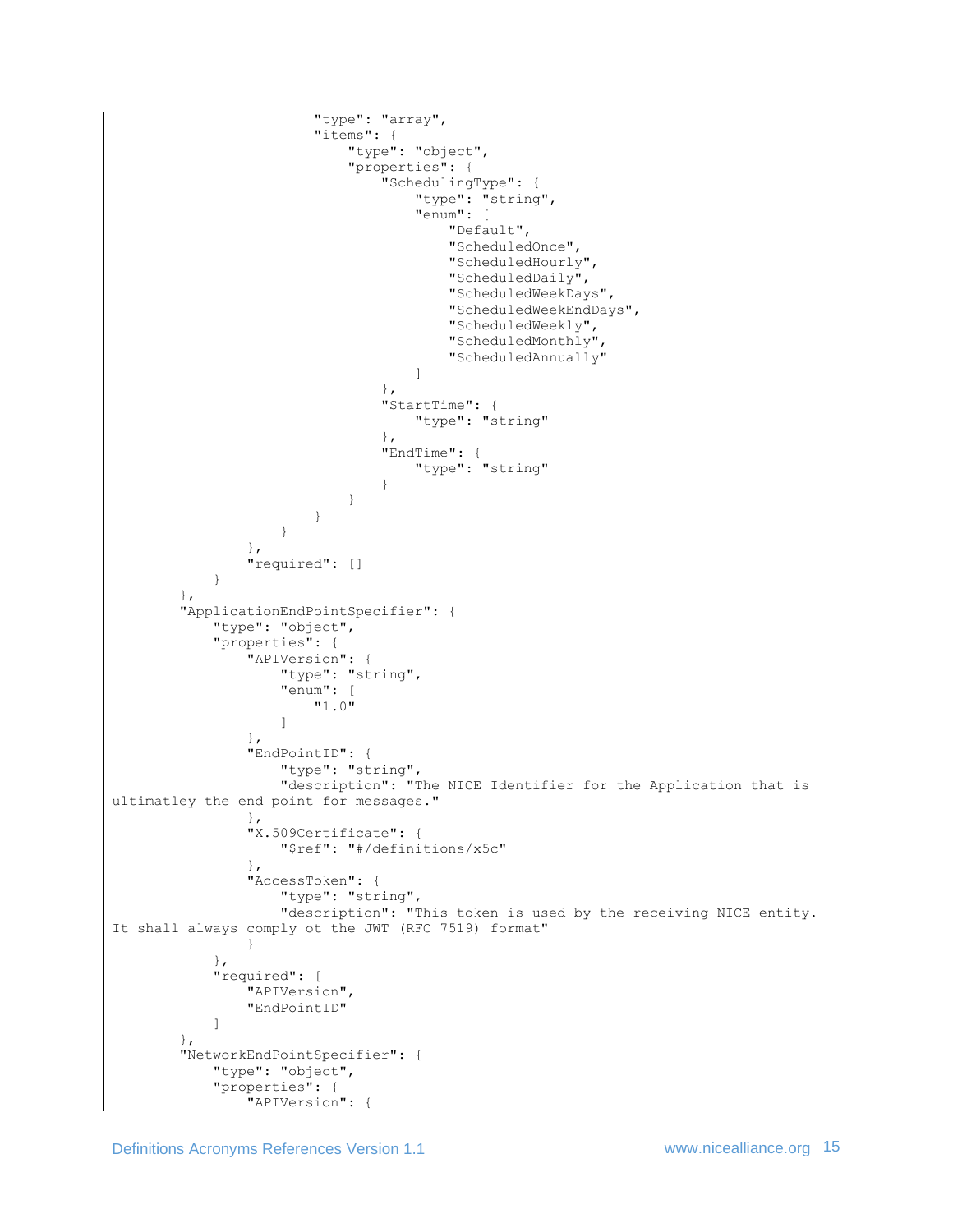```
                        "type": "array",
                        "items": {
                            "type": "object",
                            "properties": {
                                "SchedulingType": {
                                    "type": "string",
                                    "enum": [
                                        "Default",
                                        "ScheduledOnce",
                                        "ScheduledHourly",
                                        "ScheduledDaily",
                                        "ScheduledWeekDays",
                                        "ScheduledWeekEndDays",
                                        "ScheduledWeekly",
                                        "ScheduledMonthly",
                                        "ScheduledAnnually"
                                    ]
                                },
                                "StartTime": {
                                    "type": "string"
                                },
                                "EndTime": {
                                    "type": "string"
                                }
                            }
                        }
                    }
                },
                "required": []
            }
        },
        "ApplicationEndPointSpecifier": {
            "type": "object",
            "properties": {
                "APIVersion": {
                    "type": "string",
                    "enum": [
                        "1.0"
                    ]
                },
                "EndPointID": {
                    "type": "string",
                    "description": "The NICE Identifier for the Application that is
ultimatley the end point for messages."
                },
                "X.509Certificate": {
                    "$ref": "#/definitions/x5c"
                },
                "AccessToken": {
                    "type": "string",
                    "description": "This token is used by the receiving NICE entity.
It shall always comply ot the JWT (RFC 7519) format"
                }
            },
            "required": [
                "APIVersion",
                "EndPointID"
            ]
        },
        "NetworkEndPointSpecifier": {
            "type": "object",
            "properties": {
                "APIVersion": {
```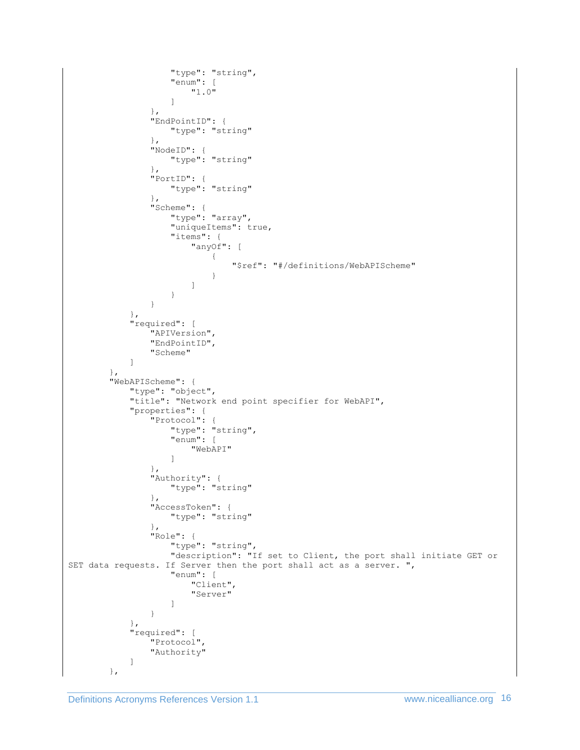```
                    "type": "string",
                    "enum": [
                        "1.0"
                    ]
                },
                "EndPointID": {
                    "type": "string"
                },
                "NodeID": {
                    "type": "string"
                },
                "PortID": {
                    "type": "string"
                },
                "Scheme": {
                    "type": "array",
                    "uniqueItems": true,
                    "items": {
                        "anyOf": [
                            {
                                "$ref": "#/definitions/WebAPIScheme"
                            }
                        ]
                    }
                }
            },
            "required": [
                "APIVersion",
                "EndPointID",
                "Scheme"
            ]
        },
        "WebAPIScheme": {
            "type": "object",
            "title": "Network end point specifier for WebAPI",
            "properties": {
                "Protocol": {
                    "type": "string",
                    "enum": [
                        "WebAPI"
                    ]
                },
                "Authority": {
                    "type": "string"
                },
                "AccessToken": {
                    "type": "string"
                },
                "Role": {
                    "type": "string",
                    "description": "If set to Client, the port shall initiate GET or
SET data requests. If Server then the port shall act as a server. ",
                    "enum": [
                        "Client",
                        "Server"
                    ]
                }
            },
            "required": [
                "Protocol",
                "Authority"
            ]
        },
```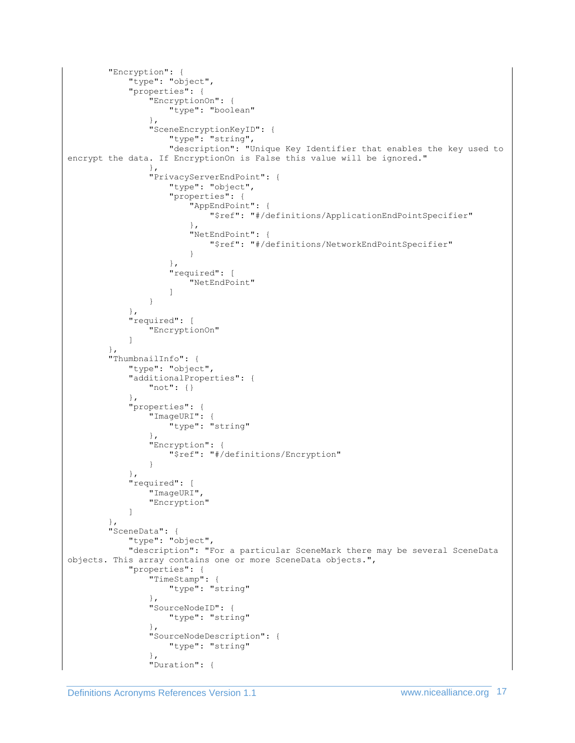```
        "Encryption": {
            "type": "object",
            "properties": {
                "EncryptionOn": {
                    "type": "boolean"
                },
                "SceneEncryptionKeyID": {
                    "type": "string",
                    "description": "Unique Key Identifier that enables the key used to
encrypt the data. If EncryptionOn is False this value will be ignored."
                },
                "PrivacyServerEndPoint": {
                    "type": "object",
                    "properties": {
                        "AppEndPoint": {
                            "$ref": "#/definitions/ApplicationEndPointSpecifier"
                        },
                        "NetEndPoint": {
                            "$ref": "#/definitions/NetworkEndPointSpecifier"
                        }
                    },
                    "required": [
                        "NetEndPoint"
                    ]
                }
            },
            "required": [
                "EncryptionOn"
            ]
        },
        "ThumbnailInfo": {
            "type": "object",
            "additionalProperties": {
                "not": {}
            },
            "properties": {
                "ImageURI": {
                    "type": "string"
                },
                "Encryption": {
                    "$ref": "#/definitions/Encryption"
                }
            },
            "required": [
                "ImageURI",
                "Encryption"
            ]
        },
        "SceneData": {
            "type": "object",
            "description": "For a particular SceneMark there may be several SceneData
objects. This array contains one or more SceneData objects.",
            "properties": {
                "TimeStamp": {
                    "type": "string"
                },
                "SourceNodeID": {
                    "type": "string"
                },
                "SourceNodeDescription": {
                    "type": "string"
                },
                "Duration": {
```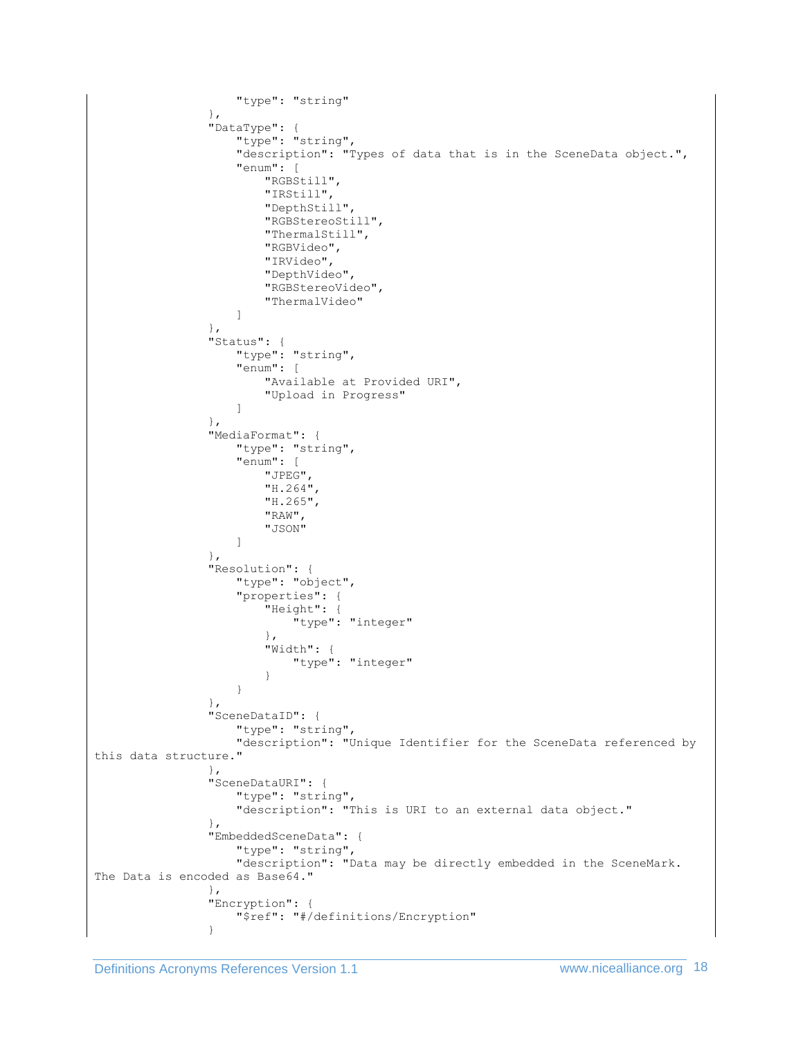```
                    "type": "string"
                },
                "DataType": {
                    "type": "string",
                    "description": "Types of data that is in the SceneData object.",
                    "enum": [
                        "RGBStill",
                        "IRStill",
                        "DepthStill",
                        "RGBStereoStill",
                        "ThermalStill",
                        "RGBVideo",
                        "IRVideo",
                        "DepthVideo",
                        "RGBStereoVideo",
                        "ThermalVideo"
                    ]
                },
                "Status": {
                    "type": "string",
                    "enum": [
                        "Available at Provided URI",
                        "Upload in Progress"
                    ]
                },
                "MediaFormat": {
                    "type": "string",
                    "enum": [
                        "JPEG",
                        "H.264",
                        "H.265",
                        "RAW",
                        "JSON"
                    ]
                },
                "Resolution": {
                    "type": "object",
                    "properties": {
                        "Height": {
                            "type": "integer"
                        },
                        "Width": {
                            "type": "integer"
                        }
                    }
                },
                "SceneDataID": {
                    "type": "string",
                    "description": "Unique Identifier for the SceneData referenced by
this data structure."
                },
                "SceneDataURI": {
                    "type": "string",
                    "description": "This is URI to an external data object."
                },
                "EmbeddedSceneData": {
                    "type": "string",
                    "description": "Data may be directly embedded in the SceneMark.
The Data is encoded as Base64."
                },
                "Encryption": {
                    "$ref": "#/definitions/Encryption"
                }
```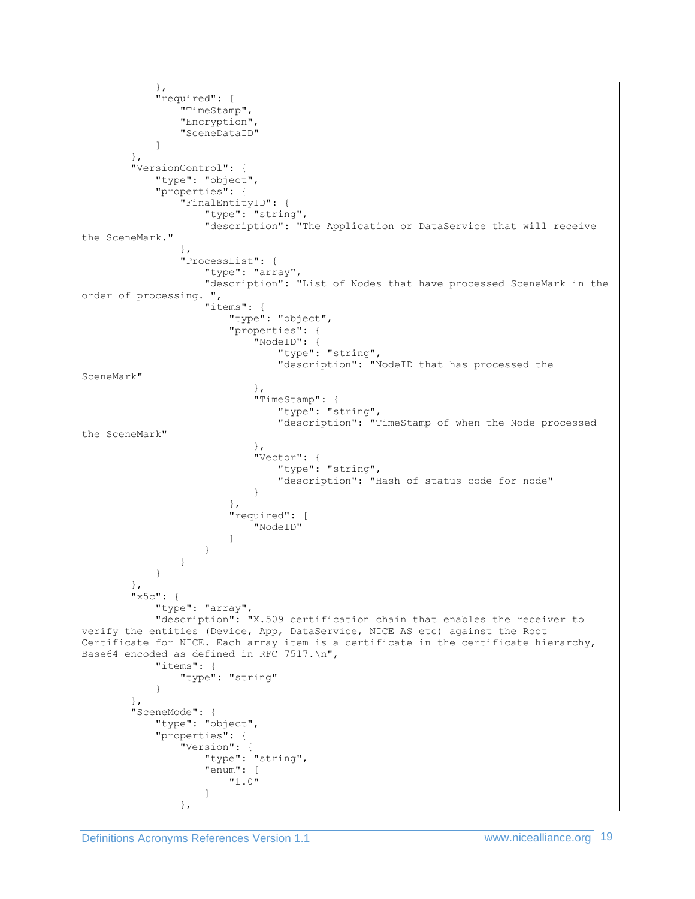```
            },
            "required": [
                "TimeStamp",
                "Encryption",
                "SceneDataID"
            ]
        },
        "VersionControl": {
            "type": "object",
            "properties": {
                "FinalEntityID": {
                    "type": "string",
                    "description": "The Application or DataService that will receive
the SceneMark."
                },
                "ProcessList": {
                    "type": "array",
                    "description": "List of Nodes that have processed SceneMark in the
order of processing. ",
                    "items": {
                        "type": "object",
                        "properties": {
                            "NodeID": {
                                "type": "string",
                                "description": "NodeID that has processed the
SceneMark"
                            },
                            "TimeStamp": {
                                "type": "string",
                                "description": "TimeStamp of when the Node processed
the SceneMark"
                            },
                            "Vector": {
                                "type": "string",
                                "description": "Hash of status code for node"
                            }
                        },
                        "required": [
                            "NodeID"
                        ]
                    }
                }
            }
        },
        "x5c": {
            "type": "array",
            "description": "X.509 certification chain that enables the receiver to
verify the entities (Device, App, DataService, NICE AS etc) against the Root
Certificate for NICE. Each array item is a certificate in the certificate hierarchy,
Base64 encoded as defined in RFC 7517.\n",
            "items": {
                "type": "string"
            }
        },
        "SceneMode": {
            "type": "object",
            "properties": {
                "Version": {
                    "type": "string",
                    "enum": [
                        "1.0"
                    ]
                },
```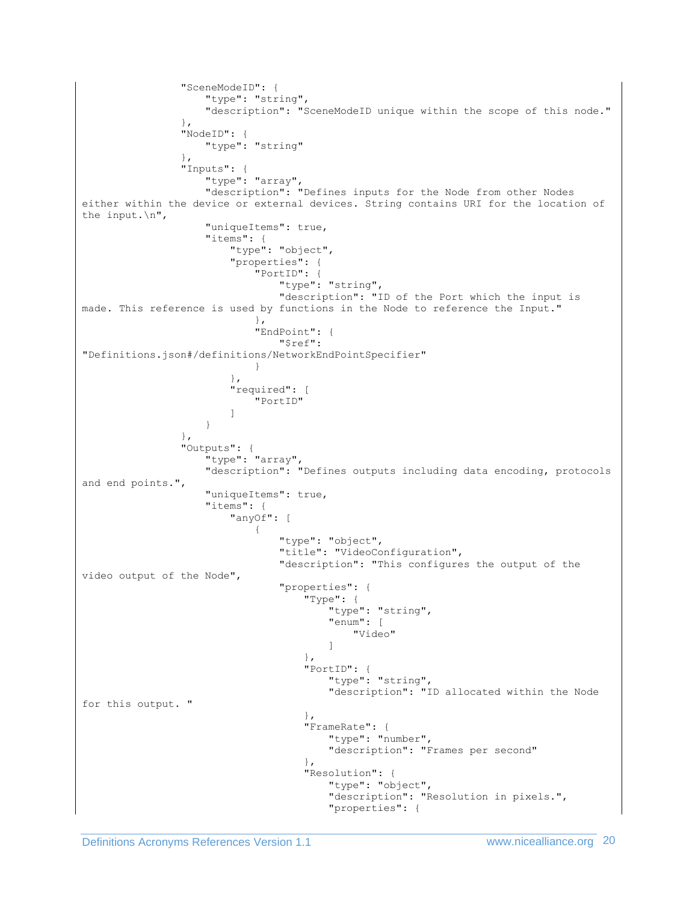```
                "SceneModeID": {
                    "type": "string",
                    "description": "SceneModeID unique within the scope of this node."
                },
                "NodeID": {
                    "type": "string"
                },
                "Inputs": {
                    "type": "array",
                    "description": "Defines inputs for the Node from other Nodes 
either within the device or external devices. String contains URI for the location of 
the input.\n",
                    "uniqueItems": true,
                    "items": {
                        "type": "object",
                        "properties": {
                            "PortID": {
                                "type": "string",
                                "description": "ID of the Port which the input is 
made. This reference is used by functions in the Node to reference the Input."
                            },
                            "EndPoint": {
                                "$ref": 
"Definitions.json#/definitions/NetworkEndPointSpecifier"
                            }
                        },
                        "required": [
                            "PortID"
                        ]
                    }
                },
                "Outputs": {
                    "type": "array",
                    "description": "Defines outputs including data encoding, protocols 
and end points.",
                    "uniqueItems": true,
                    "items": {
                        "anyOf": [
                            {
                                "type": "object",
                                "title": "VideoConfiguration",
                                "description": "This configures the output of the 
video output of the Node",
                                "properties": {
                                    "Type": {
                                        "type": "string",
                                        "enum": [
                                            "Video"
                                        ]
                                    },
                                    "PortID": {
                                        "type": "string",
                                        "description": "ID allocated within the Node 
for this output. "
                                    },
                                    "FrameRate": {
                                        "type": "number",
                                        "description": "Frames per second"
                                    },
                                    "Resolution": {
                                        "type": "object",
                                        "description": "Resolution in pixels.",
                                        "properties": {
```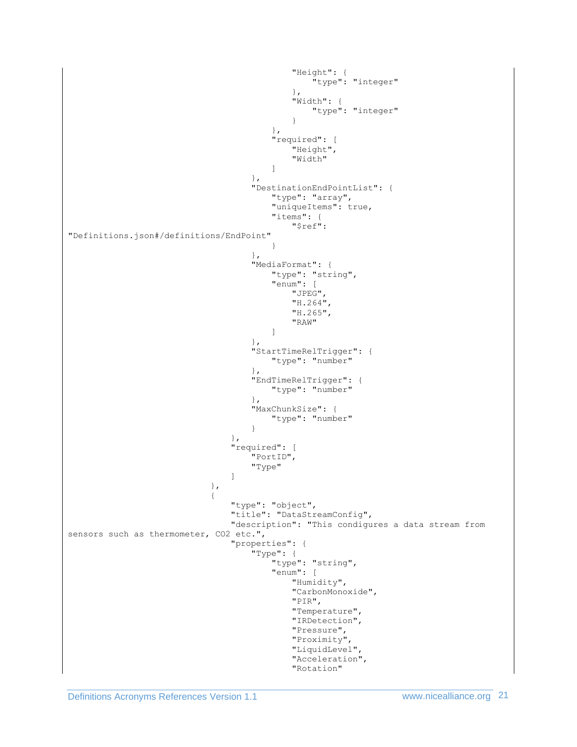```
                                                "Height": {
                                                    "type": "integer"
                                                },
                                                "Width": {
                                                    "type": "integer"
                                                }
                                            },
                                            "required": [
                                                "Height",
                                                "Width"
                                            ]
                                        },
                                        "DestinationEndPointList": {
                                            "type": "array",
                                            "uniqueItems": true,
                                            "items": {
                                                "$ref":
"Definitions.json#/definitions/EndPoint"
                                            }
                                        },
                                        "MediaFormat": {
                                            "type": "string",
                                            "enum": [
                                                "JPEG",
                                                "H.264",
                                                "H.265",
                                                "RAW"
                                            ]
                                        },
                                        "StartTimeRelTrigger": {
                                            "type": "number"
                                        },
                                        "EndTimeRelTrigger": {
                                            "type": "number"
                                        },
                                        "MaxChunkSize": {
                                            "type": "number"
                                        }
                                    },
                                    "required": [
                                        "PortID",
                                        "Type"
                                    ]
                                },
                                {
                                    "type": "object",
                                    "title": "DataStreamConfig",
                                    "description": "This condigures a data stream from
sensors such as thermometer, CO2 etc.",
                                    "properties": {
                                        "Type": {
                                            "type": "string",
                                            "enum": [
                                                "Humidity",
                                                "CarbonMonoxide",
                                                "PIR",
                                                "Temperature",
                                                "IRDetection",
                                                "Pressure",
                                                "Proximity",
                                                "LiquidLevel",
                                                "Acceleration",
                                                "Rotation"
```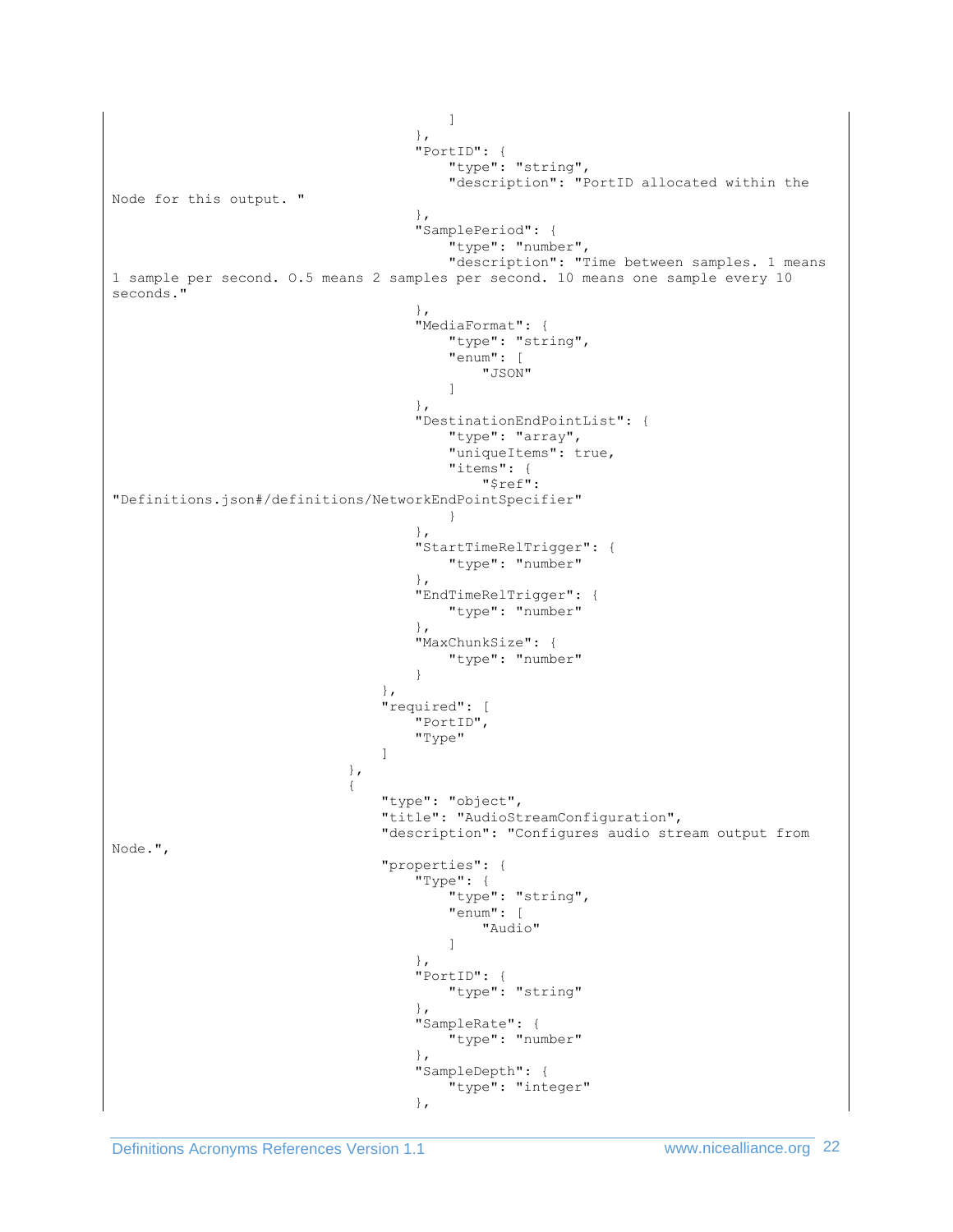```
                                        ]
                                    },
                                    "PortID": {
                                        "type": "string",
                                        "description": "PortID allocated within the
Node for this output. "
                                    },
                                    "SamplePeriod": {
                                        "type": "number",
                                        "description": "Time between samples. 1 means
1 sample per second. 0.5 means 2 samples per second. 10 means one sample every 10
seconds."
                                    },
                                    "MediaFormat": {
                                        "type": "string",
                                        "enum": [
                                            "JSON"
                                        ]
                                    },
                                    "DestinationEndPointList": {
                                        "type": "array",
                                        "uniqueItems": true,
                                        "items": {
                                            "$ref":
"Definitions.json#/definitions/NetworkEndPointSpecifier"
                                        }
                                    },
                                    "StartTimeRelTrigger": {
                                        "type": "number"
                                    },
                                    "EndTimeRelTrigger": {
                                        "type": "number"
                                    },
                                    "MaxChunkSize": {
                                        "type": "number"
                                    }
                                },
                                "required": [
                                    "PortID",
                                    "Type"
                                ]
                            },
                            {
                                "type": "object",
                                "title": "AudioStreamConfiguration",
                                "description": "Configures audio stream output from
Node.",
                                "properties": {
                                    "Type": {
                                        "type": "string",
                                        "enum": [
                                            "Audio"
                                        ]
                                    },
                                    "PortID": {
                                        "type": "string"
                                    },
                                    "SampleRate": {
                                        "type": "number"
                                    },
                                    "SampleDepth": {
                                        "type": "integer"
                                    },
```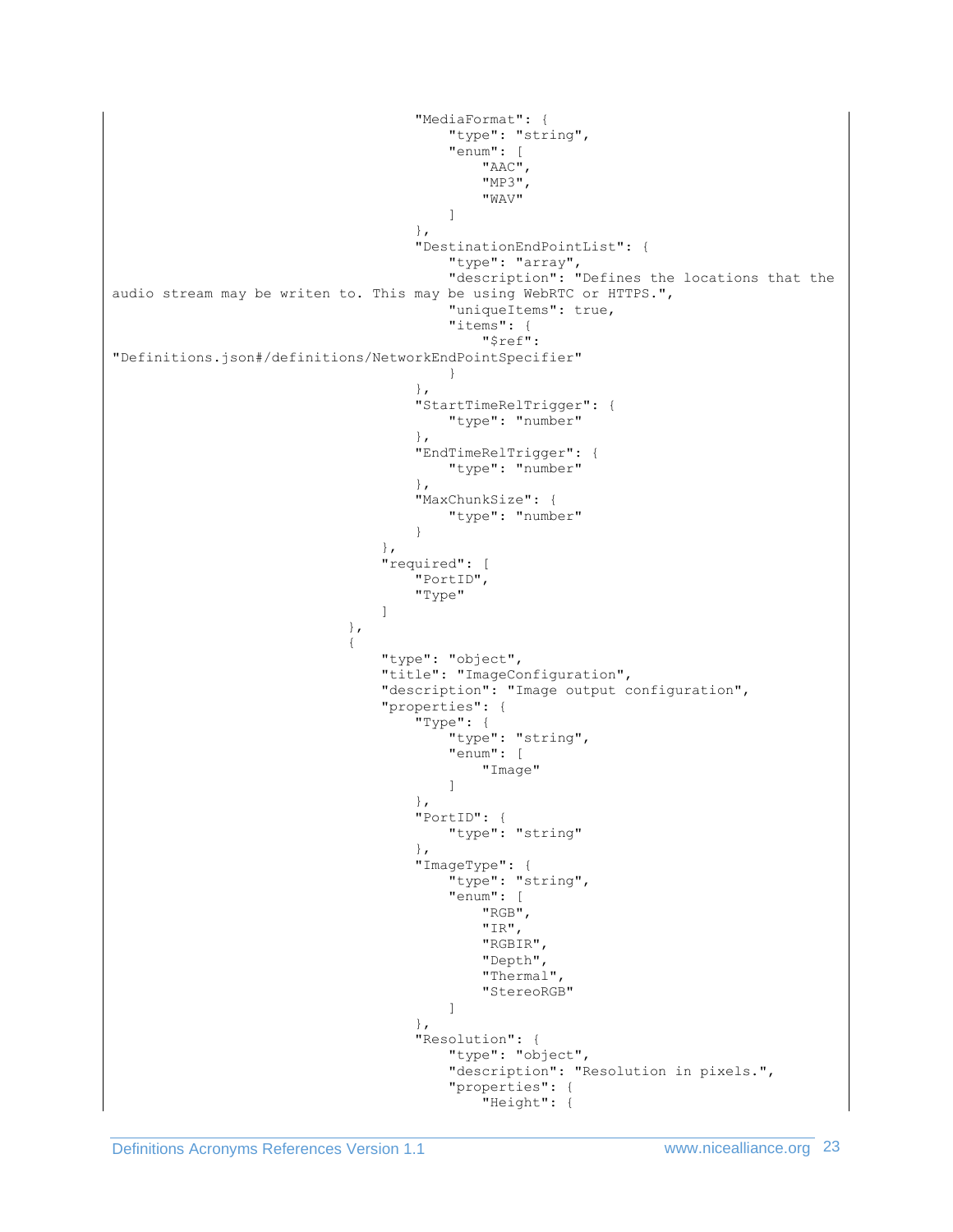```
                                    "MediaFormat": {
                                        "type": "string",
                                        "enum": [
                                            "AAC",
                                            "MP3",
                                            "WAV"
                                        ]
                                    },
                                    "DestinationEndPointList": {
                                        "type": "array",
                                        "description": "Defines the locations that the
audio stream may be writen to. This may be using WebRTC or HTTPS.",
                                        "uniqueItems": true,
                                        "items": {
                                            "$ref":
"Definitions.json#/definitions/NetworkEndPointSpecifier"
                                        }
                                    },
                                    "StartTimeRelTrigger": {
                                        "type": "number"
                                    },
                                    "EndTimeRelTrigger": {
                                        "type": "number"
                                    },
                                    "MaxChunkSize": {
                                        "type": "number"
                                    }
                                },
                                "required": [
                                    "PortID",
                                    "Type"
                                ]
                            },
                            {
                                "type": "object",
                                "title": "ImageConfiguration",
                                "description": "Image output configuration",
                                "properties": {
                                    "Type": {
                                        "type": "string",
                                        "enum": [
                                            "Image"
                                        ]
                                    },
                                    "PortID": {
                                        "type": "string"
                                    },
                                    "ImageType": {
                                        "type": "string",
                                        "enum": [
                                            "RGB",
                                            "IR",
                                            "RGBIR",
                                            "Depth",
                                            "Thermal",
                                            "StereoRGB"
                                        ]
                                    },
                                    "Resolution": {
                                        "type": "object",
                                        "description": "Resolution in pixels.",
                                        "properties": {
                                            "Height": {
```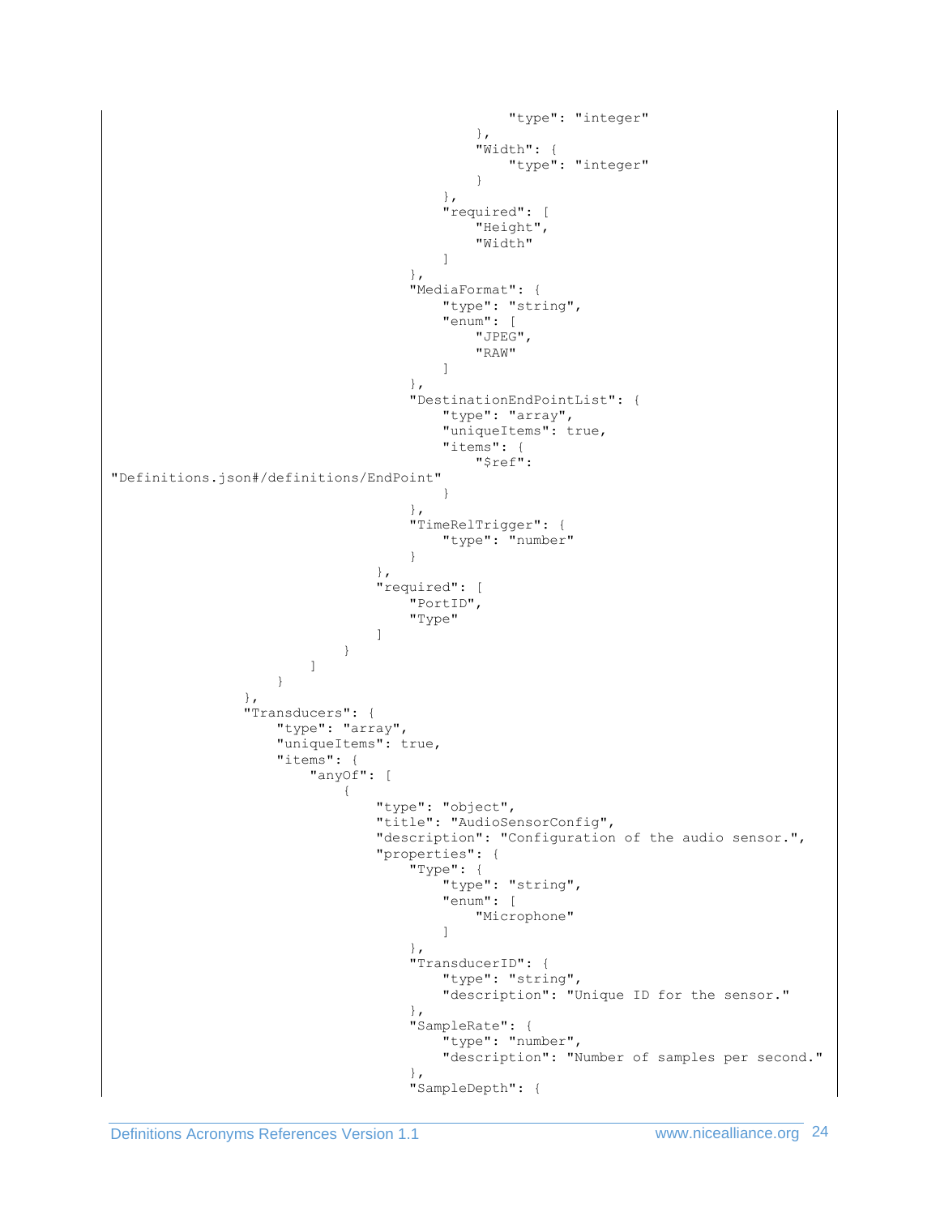```
                                        "type": "integer"
                                    },
                                    "Width": {
                                        "type": "integer"
                                    }
                                },
                                "required": [
                                    "Height",
                                    "Width"
                                ]
                            },
                            "MediaFormat": {
                                "type": "string",
                                "enum": [
                                    "JPEG",
                                    "RAW"
                                ]
                            },
                            "DestinationEndPointList": {
                                "type": "array",
                                "uniqueItems": true,
                                "items": {
                                    "$ref":
"Definitions.json#/definitions/EndPoint"
                                }
                            },
                            "TimeRelTrigger": {
                                "type": "number"
                            }
                        },
                        "required": [
                            "PortID",
                            "Type"
                        ]
                    }
                ]
            }
        },
        "Transducers": {
            "type": "array",
            "uniqueItems": true,
            "items": {
                "anyOf": [
                    {
                        "type": "object",
                        "title": "AudioSensorConfig",
                        "description": "Configuration of the audio sensor.",
                        "properties": {
                            "Type": {
                                "type": "string",
                                "enum": [
                                    "Microphone"
                                ]
                            },
                            "TransducerID": {
                                "type": "string",
                                "description": "Unique ID for the sensor."
                            },
                            "SampleRate": {
                                "type": "number",
                                "description": "Number of samples per second."
                            },
                            "SampleDepth": {
```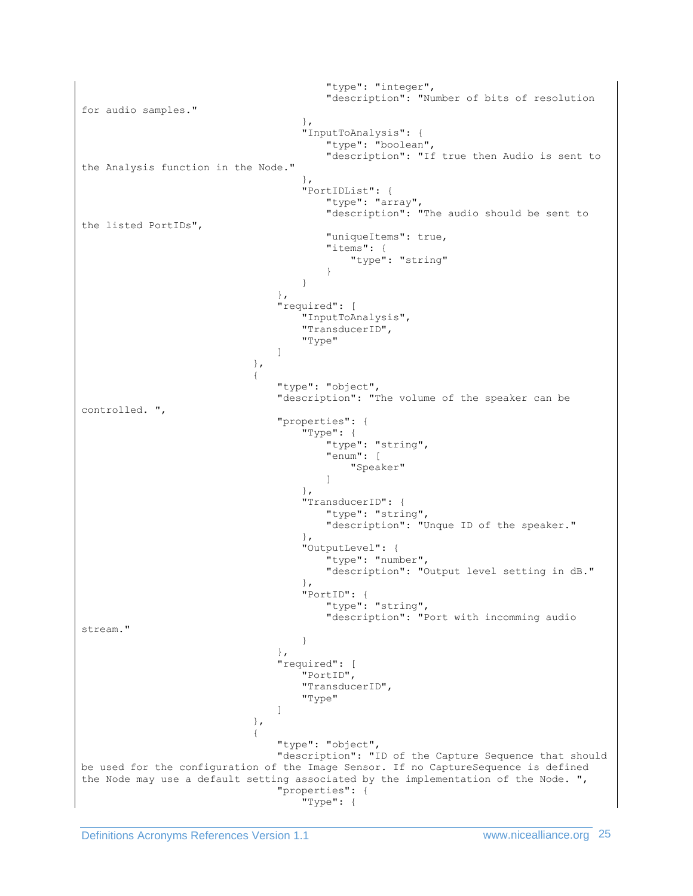```
                                        "type": "integer",
                                        "description": "Number of bits of resolution
for audio samples."
                                    },
                                    "InputToAnalysis": {
                                        "type": "boolean",
                                        "description": "If true then Audio is sent to
the Analysis function in the Node."
                                    },
                                    "PortIDList": {
                                        "type": "array",
                                        "description": "The audio should be sent to
the listed PortIDs",

                                        "uniqueItems": true,
                                        "items": {
                                            "type": "string"
                                        }
                                    }
                                },
                                "required": [
                                    "InputToAnalysis",
                                    "TransducerID",
                                    "Type"
                                ]
                            },
                            {
                                "type": "object",
                                "description": "The volume of the speaker can be
controlled. ",
                                "properties": {
                                    "Type": {
                                        "type": "string",
                                        "enum": [
                                            "Speaker"
                                        ]
                                    },
                                    "TransducerID": {
                                        "type": "string",
                                        "description": "Unque ID of the speaker."
                                    },
                                    "OutputLevel": {
                                        "type": "number",
                                        "description": "Output level setting in dB."
                                    },
                                    "PortID": {
                                        "type": "string",
                                        "description": "Port with incomming audio
stream."
                                    }
                                },
                                "required": [
                                    "PortID",
                                    "TransducerID",
                                    "Type"
                                ]
                            },
                            {
                                "type": "object",
                                "description": "ID of the Capture Sequence that should
be used for the configuration of the Image Sensor. If no CaptureSequence is defined
the Node may use a default setting associated by the implementation of the Node. ",
                                "properties": {
                                    "Type": {
```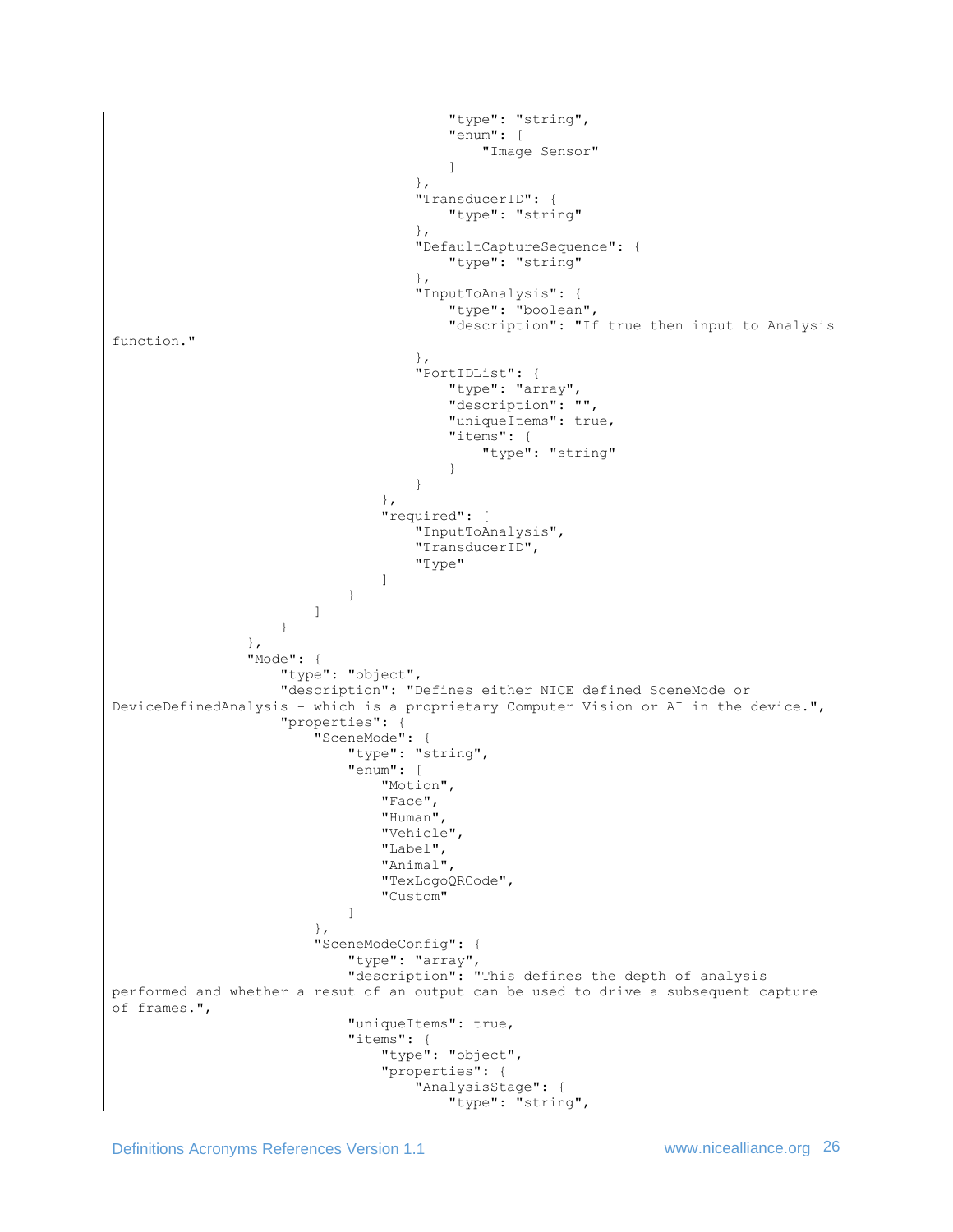```
                                        "type": "string",
                                        "enum": [
                                            "Image Sensor"
                                        ]
                                    },
                                    "TransducerID": {
                                        "type": "string"
                                    },
                                    "DefaultCaptureSequence": {
                                        "type": "string"
                                    },
                                    "InputToAnalysis": {
                                        "type": "boolean",
                                        "description": "If true then input to Analysis
function."
                                    },
                                    "PortIDList": {
                                        "type": "array",
                                        "description": "",
                                        "uniqueItems": true,
                                        "items": {
                                            "type": "string"
                                        }
                                    }
                                },
                                "required": [
                                    "InputToAnalysis",
                                    "TransducerID",
                                    "Type"
                                ]
                            }
                        ]
                    }
                },
                "Mode": {
                    "type": "object",
                    "description": "Defines either NICE defined SceneMode or
DeviceDefinedAnalysis - which is a proprietary Computer Vision or AI in the device.",
                    "properties": {
                        "SceneMode": {
                            "type": "string",
                            "enum": [
                                "Motion",
                                "Face",
                                "Human",
                                "Vehicle",
                                "Label",
                                "Animal",
                                "TexLogoQRCode",
                                "Custom"
                            ]
                        },
                        "SceneModeConfig": {
                            "type": "array",
                            "description": "This defines the depth of analysis
performed and whether a resut of an output can be used to drive a subsequent capture
of frames.",
                            "uniqueItems": true,
                            "items": {
                                "type": "object",
                                "properties": {
                                    "AnalysisStage": {
                                        "type": "string",
```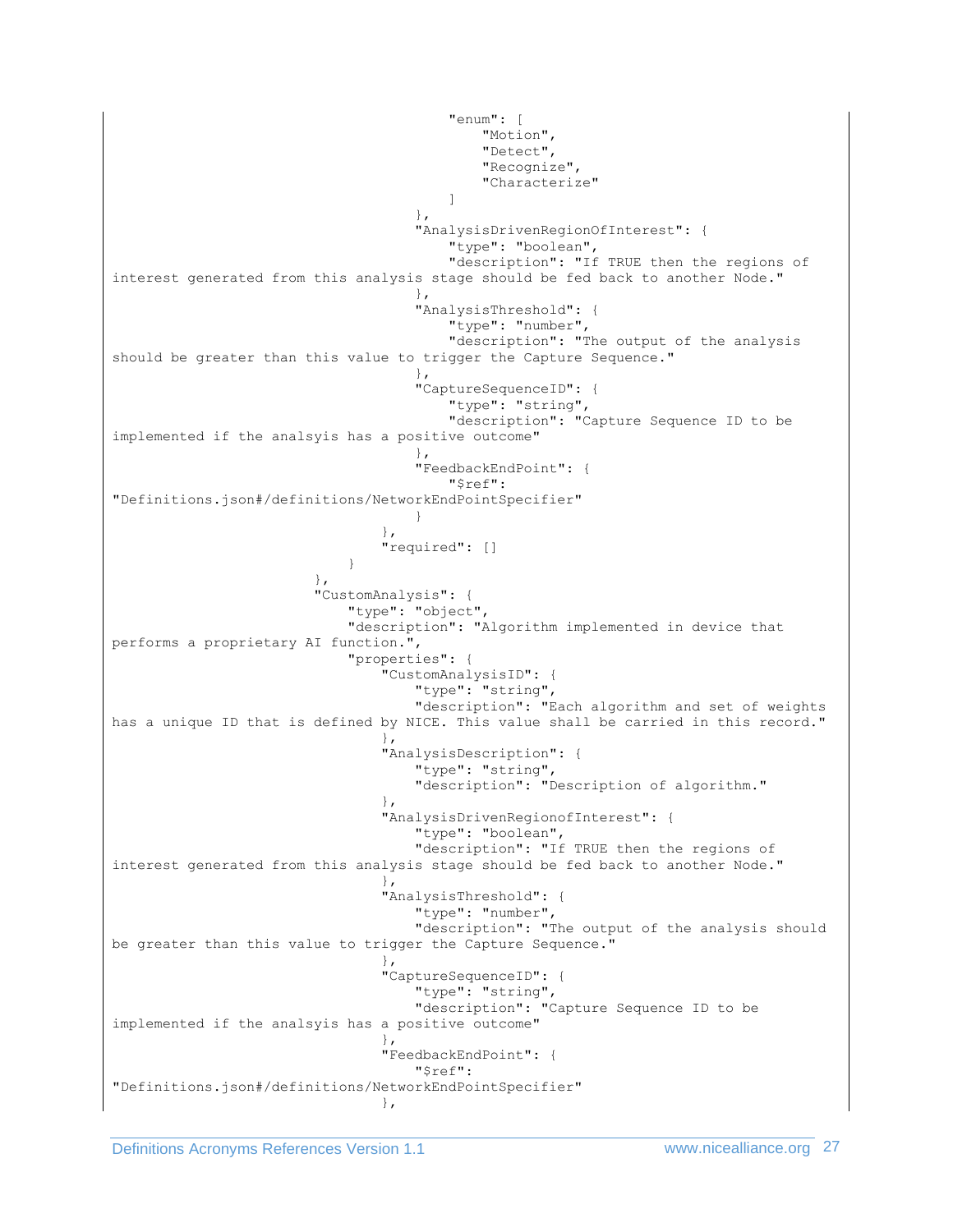```
                                        "enum": [
                                            "Motion",
                                            "Detect",
                                            "Recognize",
                                            "Characterize"
                                        ]
                                    },
                                    "AnalysisDrivenRegionOfInterest": {
                                        "type": "boolean",
                                        "description": "If TRUE then the regions of
interest generated from this analysis stage should be fed back to another Node."
                                    },
                                    "AnalysisThreshold": {
                                        "type": "number",
                                        "description": "The output of the analysis
should be greater than this value to trigger the Capture Sequence."
                                    },
                                    "CaptureSequenceID": {
                                        "type": "string",
                                        "description": "Capture Sequence ID to be
implemented if the analsyis has a positive outcome"
                                    },
                                    "FeedbackEndPoint": {
                                        "$ref":
"Definitions.json#/definitions/NetworkEndPointSpecifier"
                                    }
                                },
                                "required": []
                            }
                        },
                        "CustomAnalysis": {
                            "type": "object",
                            "description": "Algorithm implemented in device that
performs a proprietary AI function.",
                            "properties": {
                                "CustomAnalysisID": {
                                    "type": "string",
                                    "description": "Each algorithm and set of weights
has a unique ID that is defined by NICE. This value shall be carried in this record."
                                },
                                "AnalysisDescription": {
                                    "type": "string",
                                    "description": "Description of algorithm."
                                },
                                "AnalysisDrivenRegionofInterest": {
                                    "type": "boolean",
                                    "description": "If TRUE then the regions of
interest generated from this analysis stage should be fed back to another Node."
                                },
                                "AnalysisThreshold": {
                                    "type": "number",
                                    "description": "The output of the analysis should
be greater than this value to trigger the Capture Sequence."
                                },
                                "CaptureSequenceID": {
                                    "type": "string",
                                    "description": "Capture Sequence ID to be
implemented if the analsyis has a positive outcome"
                                },
                                "FeedbackEndPoint": {
                                    "$ref":
"Definitions.json#/definitions/NetworkEndPointSpecifier"
                                },
```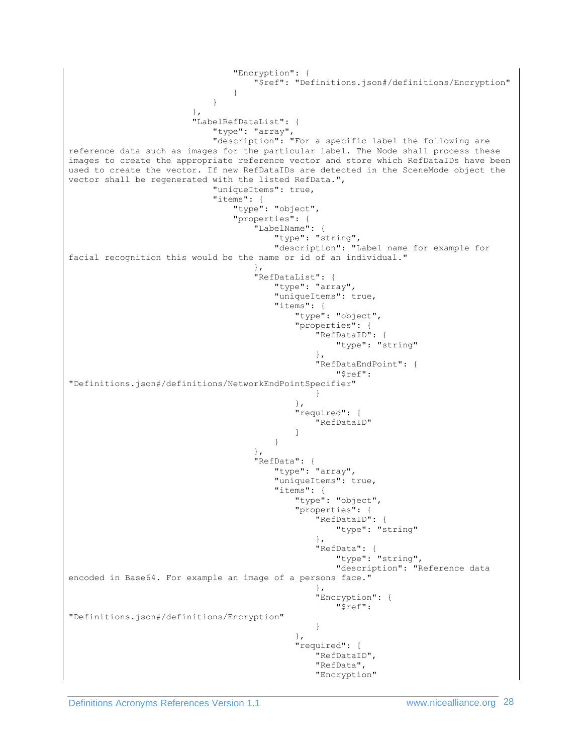```
                                    "Encryption": {
                                        "$ref": "Definitions.json#/definitions/Encryption"
                                    }
                                }
                        },
                        "LabelRefDataList": {
                            "type": "array",
                            "description": "For a specific label the following are 
reference data such as images for the particular label. The Node shall process these 
images to create the appropriate reference vector and store which RefDataIDs have been 
used to create the vector. If new RefDataIDs are detected in the SceneMode object the 
vector shall be regenerated with the listed RefData.",
                            "uniqueItems": true,
                            "items": {
                                "type": "object",
                                "properties": {
                                    "LabelName": {
                                        "type": "string",
                                        "description": "Label name for example for 
facial recognition this would be the name or id of an individual."
                                    },
                                    "RefDataList": {
                                        "type": "array",
                                        "uniqueItems": true,
                                        "items": {
                                            "type": "object",
                                            "properties": {
                                                "RefDataID": {
                                                    "type": "string"
                                                },
                                                "RefDataEndPoint": {
                                                    "$ref": 
"Definitions.json#/definitions/NetworkEndPointSpecifier"
                                                }
                                            },
                                            "required": [
                                                "RefDataID"
                                            ]
                                        }
                                    },
                                    "RefData": {
                                        "type": "array",
                                        "uniqueItems": true,
                                        "items": {
                                            "type": "object",
                                            "properties": {
                                                "RefDataID": {
                                                    "type": "string"
                                                },
                                                "RefData": {
                                                    "type": "string",
                                                    "description": "Reference data 
encoded in Base64. For example an image of a persons face."
                                                },
                                                "Encryption": {
                                                    "$ref": 
"Definitions.json#/definitions/Encryption"
                                                }
                                            },
                                            "required": [
                                                "RefDataID",
                                                "RefData",
                                                "Encryption"
```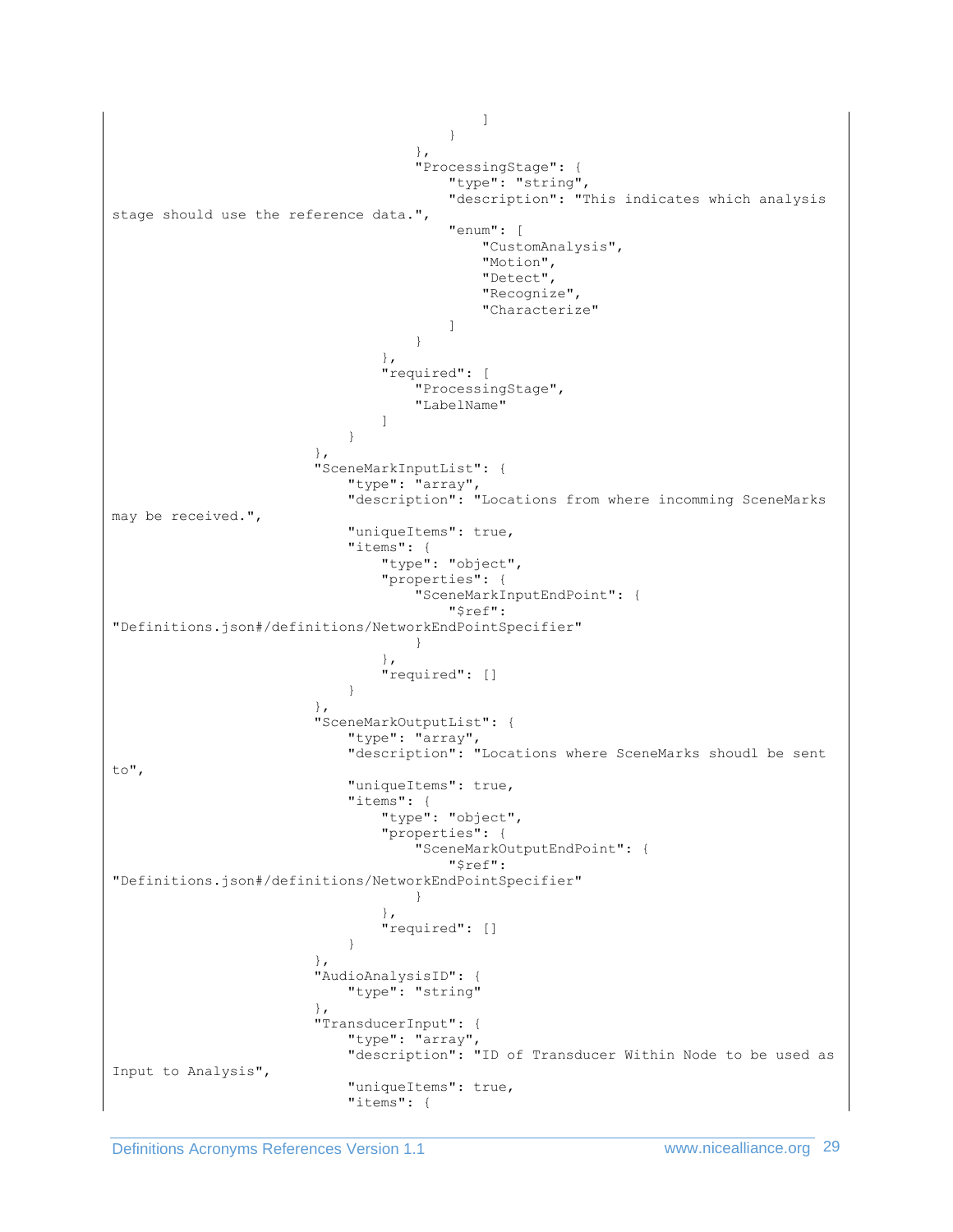```
                                                ]
                                            }
                                        },
                                        "ProcessingStage": {
                                            "type": "string",
                                            "description": "This indicates which analysis
stage should use the reference data.",
                                            "enum": [
                                                "CustomAnalysis",
                                                "Motion",
                                                "Detect",
                                                "Recognize",
                                                "Characterize"
                                            ]
                                        }
                                    },
                                    "required": [
                                        "ProcessingStage",
                                        "LabelName"
                                    ]
                                }
                            },
                            "SceneMarkInputList": {
                                "type": "array",
                                "description": "Locations from where incomming SceneMarks
may be received.",
                                "uniqueItems": true,
                                "items": {
                                    "type": "object",
                                    "properties": {
                                        "SceneMarkInputEndPoint": {
                                            "$ref":
"Definitions.json#/definitions/NetworkEndPointSpecifier"
                                        }
                                    },
                                    "required": []
                                }
                            },
                            "SceneMarkOutputList": {
                                "type": "array",
                                "description": "Locations where SceneMarks shoudl be sent
to",
                                "uniqueItems": true,
                                "items": {
                                    "type": "object",
                                    "properties": {
                                        "SceneMarkOutputEndPoint": {
                                            "$ref":
"Definitions.json#/definitions/NetworkEndPointSpecifier"
                                        }
                                    },
                                    "required": []
                                }
                            },
                            "AudioAnalysisID": {
                                "type": "string"
                            },
                            "TransducerInput": {
                                "type": "array",
                                "description": "ID of Transducer Within Node to be used as
Input to Analysis",
                                "uniqueItems": true,
                                "items": {
```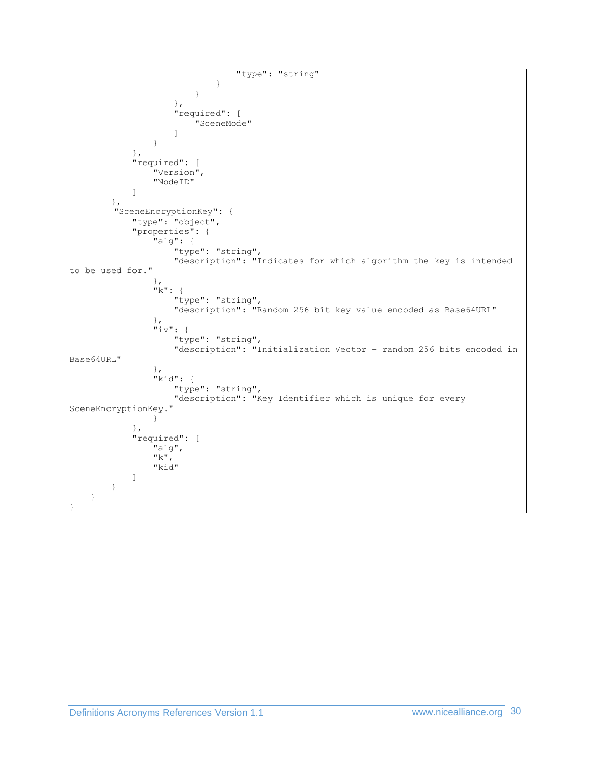```
                                "type": "string"
                            }
                        }
                    },
                    "required": [
                        "SceneMode"
                    ]
                }
            },
            "required": [
                "Version",
                "NodeID"
            ]
        },
        "SceneEncryptionKey": {
            "type": "object",
            "properties": {
                "alg": {
                    "type": "string",
                    "description": "Indicates for which algorithm the key is intended
to be used for."
                },
                "k": {
                    "type": "string",
                    "description": "Random 256 bit key value encoded as Base64URL"
                },
                "iv": {
                    "type": "string",
                    "description": "Initialization Vector - random 256 bits encoded in
Base64URL"
                },
                "kid": {
                    "type": "string",
                    "description": "Key Identifier which is unique for every
SceneEncryptionKey."
                }
            },
            "required": [
                "alg",
                "k",
                "kid"
            ]
        }
    }
}
```